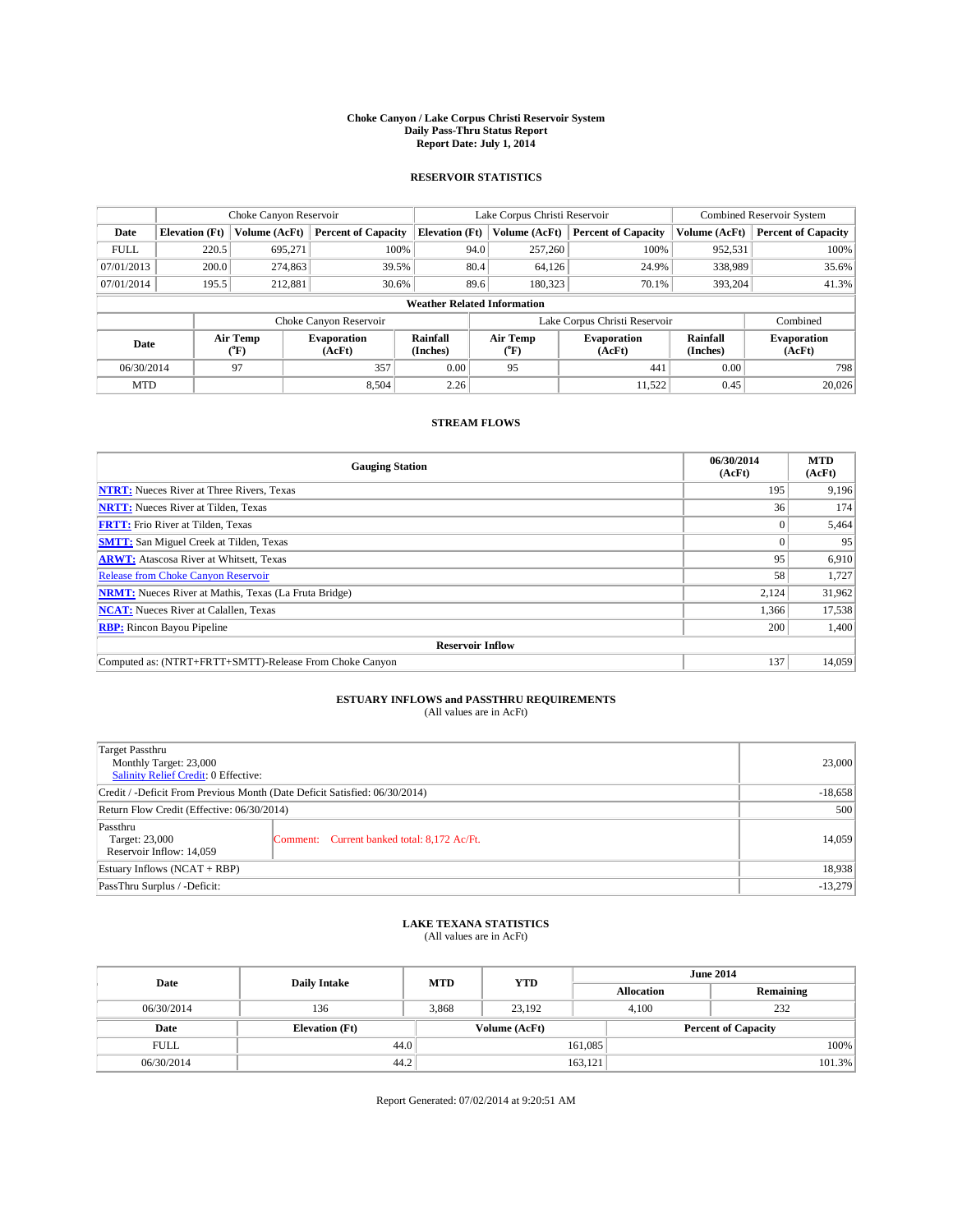# Choke Canyon / Lake Corpus Christi Reservoir System
## Daily Pass-Thru Status Report
### Report Date: July 1, 2014

## RESERVOIR STATISTICS

| | Choke Canyon Reservoir | | | Lake Corpus Christi Reservoir | | | Combined Reservoir System | |
|---|---|---|---|---|---|---|---|---|
| Date | Elevation (Ft) | Volume (AcFt) | Percent of Capacity | Elevation (Ft) | Volume (AcFt) | Percent of Capacity | Volume (AcFt) | Percent of Capacity |
| FULL | 220.5 | 695,271 | 100% | 94.0 | 257,260 | 100% | 952,531 | 100% |
| 07/01/2013 | 200.0 | 274,863 | 39.5% | 80.4 | 64,126 | 24.9% | 338,989 | 35.6% |
| 07/01/2014 | 195.5 | 212,881 | 30.6% | 89.6 | 180,323 | 70.1% | 393,204 | 41.3% |

**Weather Related Information**

| | Choke Canyon Reservoir | | | Lake Corpus Christi Reservoir | | | Combined |
|---|---|---|---|---|---|---|---|
| Date | Air Temp (°F) | Evaporation (AcFt) | Rainfall (Inches) | Air Temp (°F) | Evaporation (AcFt) | Rainfall (Inches) | Evaporation (AcFt) |
| 06/30/2014 | 97 | 357 | 0.00 | 95 | 441 | 0.00 | 798 |
| MTD | | 8,504 | 2.26 | | 11,522 | 0.45 | 20,026 |

## STREAM FLOWS

| Gauging Station | 06/30/2014 (AcFt) | MTD (AcFt) |
|---|---|---|
| NTRT: Nueces River at Three Rivers, Texas | 195 | 9,196 |
| NRTT: Nueces River at Tilden, Texas | 36 | 174 |
| FRTT: Frio River at Tilden, Texas | 0 | 5,464 |
| SMTT: San Miguel Creek at Tilden, Texas | 0 | 95 |
| ARWT: Atascosa River at Whitsett, Texas | 95 | 6,910 |
| Release from Choke Canyon Reservoir | 58 | 1,727 |
| NRMT: Nueces River at Mathis, Texas (La Fruta Bridge) | 2,124 | 31,962 |
| NCAT: Nueces River at Calallen, Texas | 1,366 | 17,538 |
| RBP: Rincon Bayou Pipeline | 200 | 1,400 |
| **Reservoir Inflow** | | |
| Computed as: (NTRT+FRTT+SMTT)-Release From Choke Canyon | 137 | 14,059 |

## ESTUARY INFLOWS and PASSTHRU REQUIREMENTS
(All values are in AcFt)

| | |
|---|---|
| Target Passthru<br>Monthly Target: 23,000<br>Salinity Relief Credit: 0 Effective: | 23,000 |
| Credit / -Deficit From Previous Month (Date Deficit Satisfied: 06/30/2014) | -18,658 |
| Return Flow Credit (Effective: 06/30/2014) | 500 |
| Passthru<br>Target: 23,000<br>Reservoir Inflow: 14,059 — Comment: Current banked total: 8,172 Ac/Ft. | 14,059 |
| Estuary Inflows (NCAT + RBP) | 18,938 |
| PassThru Surplus / -Deficit: | -13,279 |

## LAKE TEXANA STATISTICS
(All values are in AcFt)

| Date | Daily Intake | MTD | YTD | June 2014 Allocation | June 2014 Remaining |
|---|---|---|---|---|---|
| 06/30/2014 | 136 | 3,868 | 23,192 | 4,100 | 232 |

| Date | Elevation (Ft) | Volume (AcFt) | Percent of Capacity |
|---|---|---|---|
| FULL | 44.0 | 161,085 | 100% |
| 06/30/2014 | 44.2 | 163,121 | 101.3% |

Report Generated: 07/02/2014 at 9:20:51 AM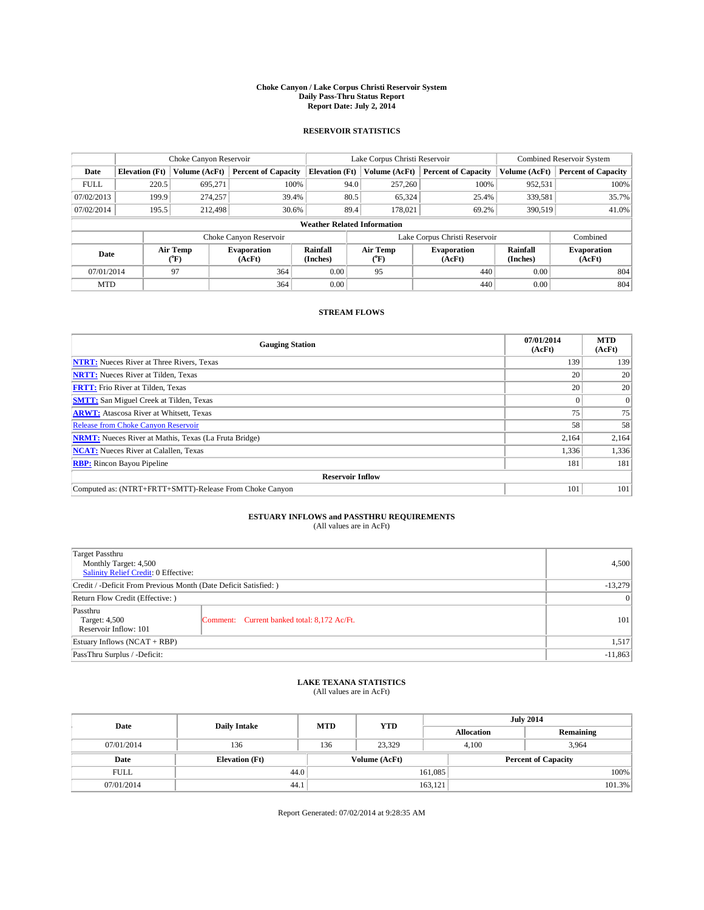**Choke Canyon / Lake Corpus Christi Reservoir System**
**Daily Pass-Thru Status Report**
**Report Date: July 2, 2014**

## RESERVOIR STATISTICS

| | Choke Canyon Reservoir | | | Lake Corpus Christi Reservoir | | | Combined Reservoir System | |
|---|---|---|---|---|---|---|---|---|
| Date | Elevation (Ft) | Volume (AcFt) | Percent of Capacity | Elevation (Ft) | Volume (AcFt) | Percent of Capacity | Volume (AcFt) | Percent of Capacity |
| FULL | 220.5 | 695,271 | 100% | 94.0 | 257,260 | 100% | 952,531 | 100% |
| 07/02/2013 | 199.9 | 274,257 | 39.4% | 80.5 | 65,324 | 25.4% | 339,581 | 35.7% |
| 07/02/2014 | 195.5 | 212,498 | 30.6% | 89.4 | 178,021 | 69.2% | 390,519 | 41.0% |

**Weather Related Information**

| | Choke Canyon Reservoir | | | Lake Corpus Christi Reservoir | | | Combined |
|---|---|---|---|---|---|---|---|
| Date | Air Temp (°F) | Evaporation (AcFt) | Rainfall (Inches) | Air Temp (°F) | Evaporation (AcFt) | Rainfall (Inches) | Evaporation (AcFt) |
| 07/01/2014 | 97 | 364 | 0.00 | 95 | 440 | 0.00 | 804 |
| MTD | | 364 | 0.00 | | 440 | 0.00 | 804 |

## STREAM FLOWS

| Gauging Station | 07/01/2014 (AcFt) | MTD (AcFt) |
|---|---|---|
| NTRT: Nueces River at Three Rivers, Texas | 139 | 139 |
| NRTT: Nueces River at Tilden, Texas | 20 | 20 |
| FRTT: Frio River at Tilden, Texas | 20 | 20 |
| SMTT: San Miguel Creek at Tilden, Texas | 0 | 0 |
| ARWT: Atascosa River at Whitsett, Texas | 75 | 75 |
| Release from Choke Canyon Reservoir | 58 | 58 |
| NRMT: Nueces River at Mathis, Texas (La Fruta Bridge) | 2,164 | 2,164 |
| NCAT: Nueces River at Calallen, Texas | 1,336 | 1,336 |
| RBP: Rincon Bayou Pipeline | 181 | 181 |
| **Reservoir Inflow** | | |
| Computed as: (NTRT+FRTT+SMTT)-Release From Choke Canyon | 101 | 101 |

## ESTUARY INFLOWS and PASSTHRU REQUIREMENTS

(All values are in AcFt)

| | | |
|---|---|---|
| Target Passthru<br>Monthly Target: 4,500<br>Salinity Relief Credit: 0 Effective: | | 4,500 |
| Credit / -Deficit From Previous Month (Date Deficit Satisfied: ) | | -13,279 |
| Return Flow Credit (Effective: ) | | 0 |
| Passthru<br>Target: 4,500<br>Reservoir Inflow: 101 | Comment: Current banked total: 8,172 Ac/Ft. | 101 |
| Estuary Inflows (NCAT + RBP) | | 1,517 |
| PassThru Surplus / -Deficit: | | -11,863 |

## LAKE TEXANA STATISTICS

(All values are in AcFt)

| Date | Daily Intake | MTD | YTD | July 2014 | |
|---|---|---|---|---|---|
| | | | | Allocation | Remaining |
| 07/01/2014 | 136 | 136 | 23,329 | 4,100 | 3,964 |

| Date | Elevation (Ft) | Volume (AcFt) | Percent of Capacity |
|---|---|---|---|
| FULL | 44.0 | 161,085 | 100% |
| 07/01/2014 | 44.1 | 163,121 | 101.3% |

Report Generated: 07/02/2014 at 9:28:35 AM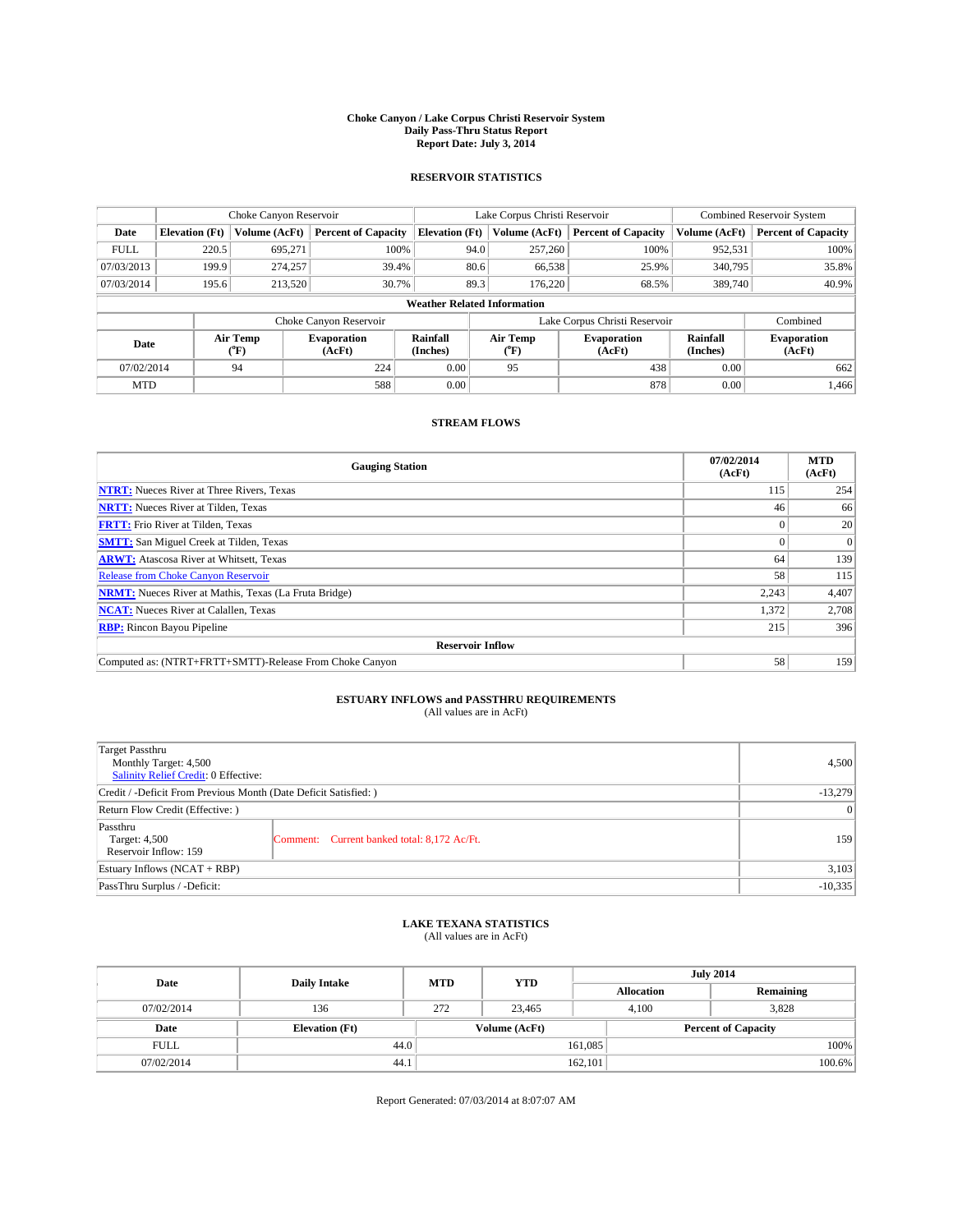# Choke Canyon / Lake Corpus Christi Reservoir System
## Daily Pass-Thru Status Report
## Report Date: July 3, 2014

### RESERVOIR STATISTICS

| | Choke Canyon Reservoir | | | Lake Corpus Christi Reservoir | | | Combined Reservoir System | |
|---|---|---|---|---|---|---|---|---|
| Date | Elevation (Ft) | Volume (AcFt) | Percent of Capacity | Elevation (Ft) | Volume (AcFt) | Percent of Capacity | Volume (AcFt) | Percent of Capacity |
| FULL | 220.5 | 695,271 | 100% | 94.0 | 257,260 | 100% | 952,531 | 100% |
| 07/03/2013 | 199.9 | 274,257 | 39.4% | 80.6 | 66,538 | 25.9% | 340,795 | 35.8% |
| 07/03/2014 | 195.6 | 213,520 | 30.7% | 89.3 | 176,220 | 68.5% | 389,740 | 40.9% |

**Weather Related Information**

| | Choke Canyon Reservoir | | | Lake Corpus Christi Reservoir | | | Combined |
|---|---|---|---|---|---|---|---|
| Date | Air Temp (°F) | Evaporation (AcFt) | Rainfall (Inches) | Air Temp (°F) | Evaporation (AcFt) | Rainfall (Inches) | Evaporation (AcFt) |
| 07/02/2014 | 94 | 224 | 0.00 | 95 | 438 | 0.00 | 662 |
| MTD | | 588 | 0.00 | | 878 | 0.00 | 1,466 |

### STREAM FLOWS

| Gauging Station | 07/02/2014 (AcFt) | MTD (AcFt) |
|---|---|---|
| NTRT: Nueces River at Three Rivers, Texas | 115 | 254 |
| NRTT: Nueces River at Tilden, Texas | 46 | 66 |
| FRTT: Frio River at Tilden, Texas | 0 | 20 |
| SMTT: San Miguel Creek at Tilden, Texas | 0 | 0 |
| ARWT: Atascosa River at Whitsett, Texas | 64 | 139 |
| Release from Choke Canyon Reservoir | 58 | 115 |
| NRMT: Nueces River at Mathis, Texas (La Fruta Bridge) | 2,243 | 4,407 |
| NCAT: Nueces River at Calallen, Texas | 1,372 | 2,708 |
| RBP: Rincon Bayou Pipeline | 215 | 396 |
| **Reservoir Inflow** | | |
| Computed as: (NTRT+FRTT+SMTT)-Release From Choke Canyon | 58 | 159 |

### ESTUARY INFLOWS and PASSTHRU REQUIREMENTS
(All values are in AcFt)

| | | |
|---|---|---|
| Target Passthru<br>Monthly Target: 4,500<br>Salinity Relief Credit: 0 Effective: | | 4,500 |
| Credit / -Deficit From Previous Month (Date Deficit Satisfied: ) | | -13,279 |
| Return Flow Credit (Effective: ) | | 0 |
| Passthru<br>Target: 4,500<br>Reservoir Inflow: 159 | Comment: Current banked total: 8,172 Ac/Ft. | 159 |
| Estuary Inflows (NCAT + RBP) | | 3,103 |
| PassThru Surplus / -Deficit: | | -10,335 |

### LAKE TEXANA STATISTICS
(All values are in AcFt)

| Date | Daily Intake | MTD | YTD | July 2014 Allocation | July 2014 Remaining |
|---|---|---|---|---|---|
| 07/02/2014 | 136 | 272 | 23,465 | 4,100 | 3,828 |

| Date | Elevation (Ft) | Volume (AcFt) | Percent of Capacity |
|---|---|---|---|
| FULL | 44.0 | 161,085 | 100% |
| 07/02/2014 | 44.1 | 162,101 | 100.6% |

Report Generated: 07/03/2014 at 8:07:07 AM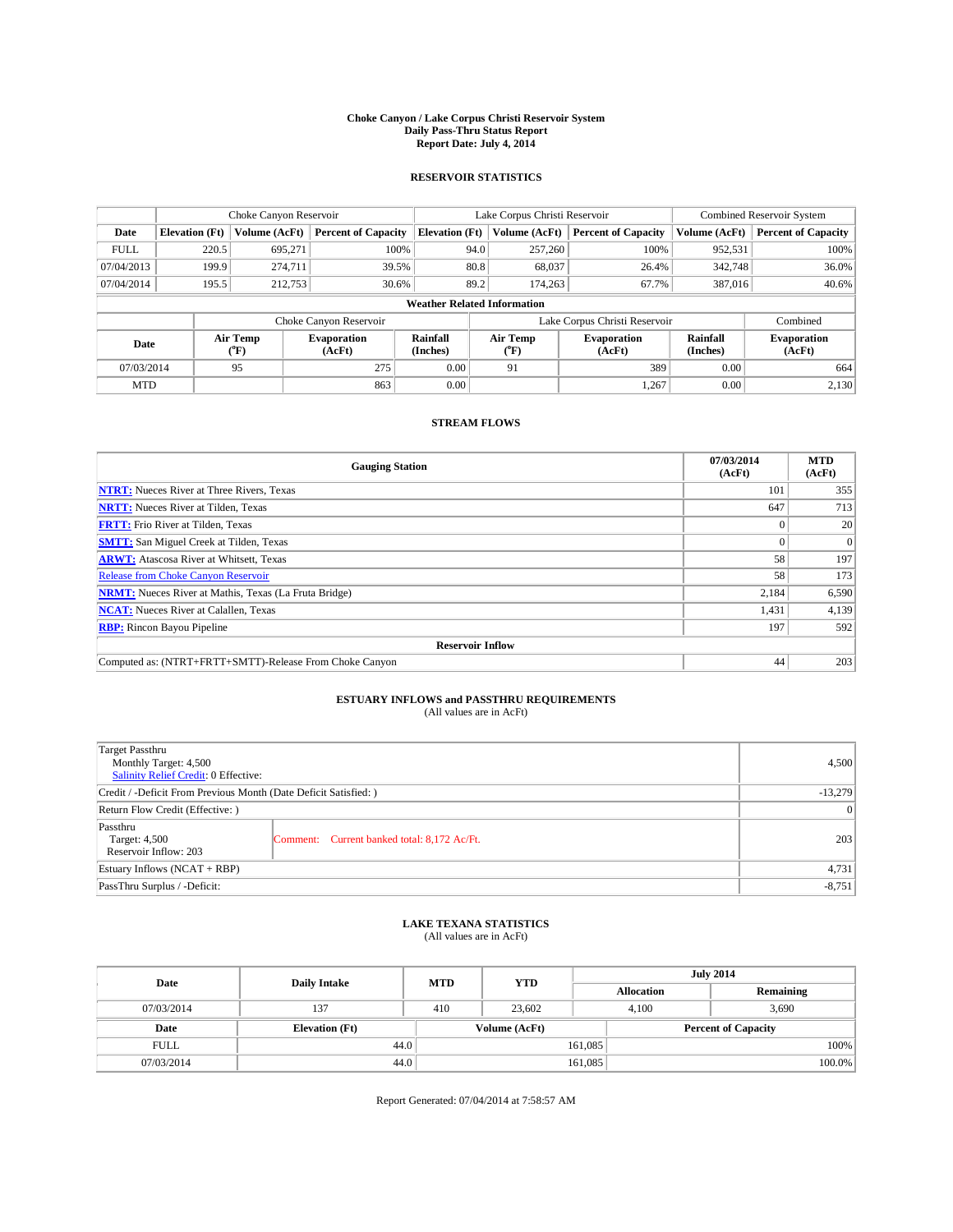# Choke Canyon / Lake Corpus Christi Reservoir System
## Daily Pass-Thru Status Report
### Report Date: July 4, 2014

## RESERVOIR STATISTICS

| | Choke Canyon Reservoir | | | Lake Corpus Christi Reservoir | | | Combined Reservoir System | |
|---|---|---|---|---|---|---|---|---|
| Date | Elevation (Ft) | Volume (AcFt) | Percent of Capacity | Elevation (Ft) | Volume (AcFt) | Percent of Capacity | Volume (AcFt) | Percent of Capacity |
| FULL | 220.5 | 695,271 | 100% | 94.0 | 257,260 | 100% | 952,531 | 100% |
| 07/04/2013 | 199.9 | 274,711 | 39.5% | 80.8 | 68,037 | 26.4% | 342,748 | 36.0% |
| 07/04/2014 | 195.5 | 212,753 | 30.6% | 89.2 | 174,263 | 67.7% | 387,016 | 40.6% |

**Weather Related Information**

| | Choke Canyon Reservoir | | | Lake Corpus Christi Reservoir | | | Combined |
|---|---|---|---|---|---|---|---|
| Date | Air Temp (°F) | Evaporation (AcFt) | Rainfall (Inches) | Air Temp (°F) | Evaporation (AcFt) | Rainfall (Inches) | Evaporation (AcFt) |
| 07/03/2014 | 95 | 275 | 0.00 | 91 | 389 | 0.00 | 664 |
| MTD | | 863 | 0.00 | | 1,267 | 0.00 | 2,130 |

## STREAM FLOWS

| Gauging Station | 07/03/2014 (AcFt) | MTD (AcFt) |
|---|---|---|
| NTRT: Nueces River at Three Rivers, Texas | 101 | 355 |
| NRTT: Nueces River at Tilden, Texas | 647 | 713 |
| FRTT: Frio River at Tilden, Texas | 0 | 20 |
| SMTT: San Miguel Creek at Tilden, Texas | 0 | 0 |
| ARWT: Atascosa River at Whitsett, Texas | 58 | 197 |
| Release from Choke Canyon Reservoir | 58 | 173 |
| NRMT: Nueces River at Mathis, Texas (La Fruta Bridge) | 2,184 | 6,590 |
| NCAT: Nueces River at Calallen, Texas | 1,431 | 4,139 |
| RBP: Rincon Bayou Pipeline | 197 | 592 |
| **Reservoir Inflow** | | |
| Computed as: (NTRT+FRTT+SMTT)-Release From Choke Canyon | 44 | 203 |

## ESTUARY INFLOWS and PASSTHRU REQUIREMENTS
(All values are in AcFt)

| | | |
|---|---|---|
| Target Passthru<br>Monthly Target: 4,500<br>Salinity Relief Credit: 0 Effective: | | 4,500 |
| Credit / -Deficit From Previous Month (Date Deficit Satisfied: ) | | -13,279 |
| Return Flow Credit (Effective: ) | | 0 |
| Passthru<br>Target: 4,500<br>Reservoir Inflow: 203 | Comment: Current banked total: 8,172 Ac/Ft. | 203 |
| Estuary Inflows (NCAT + RBP) | | 4,731 |
| PassThru Surplus / -Deficit: | | -8,751 |

## LAKE TEXANA STATISTICS
(All values are in AcFt)

| Date | Daily Intake | MTD | YTD | July 2014 Allocation | July 2014 Remaining |
|---|---|---|---|---|---|
| 07/03/2014 | 137 | 410 | 23,602 | 4,100 | 3,690 |

| Date | Elevation (Ft) | Volume (AcFt) | Percent of Capacity |
|---|---|---|---|
| FULL | 44.0 | 161,085 | 100% |
| 07/03/2014 | 44.0 | 161,085 | 100.0% |

Report Generated: 07/04/2014 at 7:58:57 AM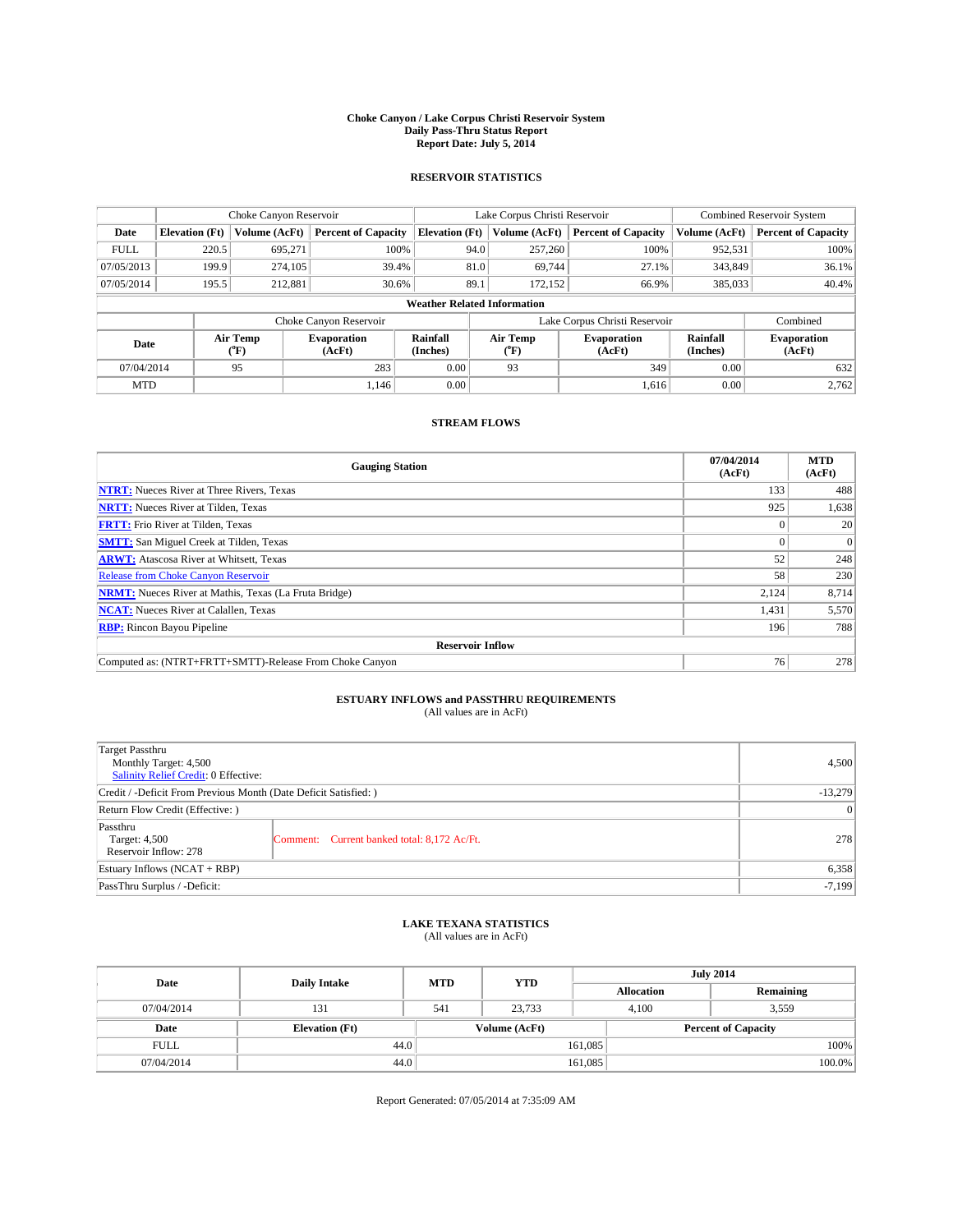# Choke Canyon / Lake Corpus Christi Reservoir System
## Daily Pass-Thru Status Report
### Report Date: July 5, 2014

## RESERVOIR STATISTICS

| | Choke Canyon Reservoir | | | Lake Corpus Christi Reservoir | | | Combined Reservoir System | |
|---|---|---|---|---|---|---|---|---|
| Date | Elevation (Ft) | Volume (AcFt) | Percent of Capacity | Elevation (Ft) | Volume (AcFt) | Percent of Capacity | Volume (AcFt) | Percent of Capacity |
| FULL | 220.5 | 695,271 | 100% | 94.0 | 257,260 | 100% | 952,531 | 100% |
| 07/05/2013 | 199.9 | 274,105 | 39.4% | 81.0 | 69,744 | 27.1% | 343,849 | 36.1% |
| 07/05/2014 | 195.5 | 212,881 | 30.6% | 89.1 | 172,152 | 66.9% | 385,033 | 40.4% |

**Weather Related Information**

| | Choke Canyon Reservoir | | | Lake Corpus Christi Reservoir | | | Combined |
|---|---|---|---|---|---|---|---|
| Date | Air Temp (°F) | Evaporation (AcFt) | Rainfall (Inches) | Air Temp (°F) | Evaporation (AcFt) | Rainfall (Inches) | Evaporation (AcFt) |
| 07/04/2014 | 95 | 283 | 0.00 | 93 | 349 | 0.00 | 632 |
| MTD | | 1,146 | 0.00 | | 1,616 | 0.00 | 2,762 |

## STREAM FLOWS

| Gauging Station | 07/04/2014 (AcFt) | MTD (AcFt) |
|---|---|---|
| NTRT: Nueces River at Three Rivers, Texas | 133 | 488 |
| NRTT: Nueces River at Tilden, Texas | 925 | 1,638 |
| FRTT: Frio River at Tilden, Texas | 0 | 20 |
| SMTT: San Miguel Creek at Tilden, Texas | 0 | 0 |
| ARWT: Atascosa River at Whitsett, Texas | 52 | 248 |
| Release from Choke Canyon Reservoir | 58 | 230 |
| NRMT: Nueces River at Mathis, Texas (La Fruta Bridge) | 2,124 | 8,714 |
| NCAT: Nueces River at Calallen, Texas | 1,431 | 5,570 |
| RBP: Rincon Bayou Pipeline | 196 | 788 |
| **Reservoir Inflow** | | |
| Computed as: (NTRT+FRTT+SMTT)-Release From Choke Canyon | 76 | 278 |

## ESTUARY INFLOWS and PASSTHRU REQUIREMENTS
(All values are in AcFt)

| | | |
|---|---|---|
| Target Passthru<br>Monthly Target: 4,500<br>Salinity Relief Credit: 0 Effective: | | 4,500 |
| Credit / -Deficit From Previous Month (Date Deficit Satisfied: ) | | -13,279 |
| Return Flow Credit (Effective: ) | | 0 |
| Passthru<br>Target: 4,500<br>Reservoir Inflow: 278 | Comment: Current banked total: 8,172 Ac/Ft. | 278 |
| Estuary Inflows (NCAT + RBP) | | 6,358 |
| PassThru Surplus / -Deficit: | | -7,199 |

## LAKE TEXANA STATISTICS
(All values are in AcFt)

| Date | Daily Intake | MTD | YTD | July 2014 Allocation | July 2014 Remaining |
|---|---|---|---|---|---|
| 07/04/2014 | 131 | 541 | 23,733 | 4,100 | 3,559 |

| Date | Elevation (Ft) | Volume (AcFt) | Percent of Capacity |
|---|---|---|---|
| FULL | 44.0 | 161,085 | 100% |
| 07/04/2014 | 44.0 | 161,085 | 100.0% |

Report Generated: 07/05/2014 at 7:35:09 AM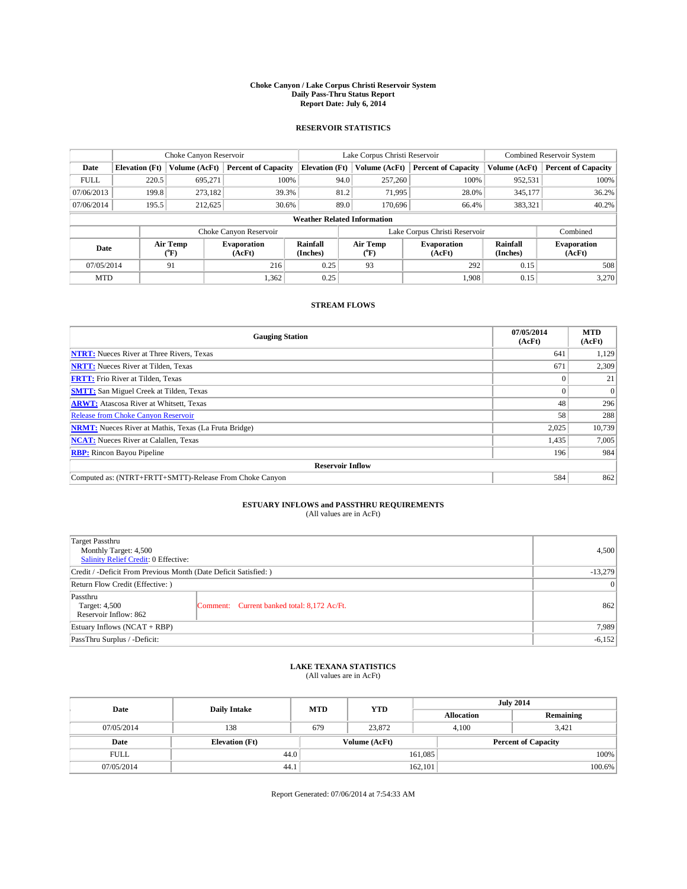# Choke Canyon / Lake Corpus Christi Reservoir System
## Daily Pass-Thru Status Report
### Report Date: July 6, 2014

## RESERVOIR STATISTICS

| | Choke Canyon Reservoir | | | Lake Corpus Christi Reservoir | | | Combined Reservoir System | |
|---|---|---|---|---|---|---|---|---|
| Date | Elevation (Ft) | Volume (AcFt) | Percent of Capacity | Elevation (Ft) | Volume (AcFt) | Percent of Capacity | Volume (AcFt) | Percent of Capacity |
| FULL | 220.5 | 695,271 | 100% | 94.0 | 257,260 | 100% | 952,531 | 100% |
| 07/06/2013 | 199.8 | 273,182 | 39.3% | 81.2 | 71,995 | 28.0% | 345,177 | 36.2% |
| 07/06/2014 | 195.5 | 212,625 | 30.6% | 89.0 | 170,696 | 66.4% | 383,321 | 40.2% |

**Weather Related Information**

| | Choke Canyon Reservoir | | | Lake Corpus Christi Reservoir | | | Combined |
|---|---|---|---|---|---|---|---|
| Date | Air Temp (°F) | Evaporation (AcFt) | Rainfall (Inches) | Air Temp (°F) | Evaporation (AcFt) | Rainfall (Inches) | Evaporation (AcFt) |
| 07/05/2014 | 91 | 216 | 0.25 | 93 | 292 | 0.15 | 508 |
| MTD | | 1,362 | 0.25 | | 1,908 | 0.15 | 3,270 |

## STREAM FLOWS

| Gauging Station | 07/05/2014 (AcFt) | MTD (AcFt) |
|---|---|---|
| **NTRT:** Nueces River at Three Rivers, Texas | 641 | 1,129 |
| **NRTT:** Nueces River at Tilden, Texas | 671 | 2,309 |
| **FRTT:** Frio River at Tilden, Texas | 0 | 21 |
| **SMTT:** San Miguel Creek at Tilden, Texas | 0 | 0 |
| **ARWT:** Atascosa River at Whitsett, Texas | 48 | 296 |
| Release from Choke Canyon Reservoir | 58 | 288 |
| **NRMT:** Nueces River at Mathis, Texas (La Fruta Bridge) | 2,025 | 10,739 |
| **NCAT:** Nueces River at Calallen, Texas | 1,435 | 7,005 |
| **RBP:** Rincon Bayou Pipeline | 196 | 984 |
| **Reservoir Inflow** | | |
| Computed as: (NTRT+FRTT+SMTT)-Release From Choke Canyon | 584 | 862 |

## ESTUARY INFLOWS and PASSTHRU REQUIREMENTS
(All values are in AcFt)

| | | |
|---|---|---|
| Target Passthru<br>Monthly Target: 4,500<br>Salinity Relief Credit: 0 Effective: | | 4,500 |
| Credit / -Deficit From Previous Month (Date Deficit Satisfied: ) | | -13,279 |
| Return Flow Credit (Effective: ) | | 0 |
| Passthru<br>Target: 4,500<br>Reservoir Inflow: 862 | Comment: Current banked total: 8,172 Ac/Ft. | 862 |
| Estuary Inflows (NCAT + RBP) | | 7,989 |
| PassThru Surplus / -Deficit: | | -6,152 |

## LAKE TEXANA STATISTICS
(All values are in AcFt)

| Date | Daily Intake | MTD | YTD | July 2014 Allocation | July 2014 Remaining |
|---|---|---|---|---|---|
| 07/05/2014 | 138 | 679 | 23,872 | 4,100 | 3,421 |

| Date | Elevation (Ft) | Volume (AcFt) | Percent of Capacity |
|---|---|---|---|
| FULL | 44.0 | 161,085 | 100% |
| 07/05/2014 | 44.1 | 162,101 | 100.6% |

Report Generated: 07/06/2014 at 7:54:33 AM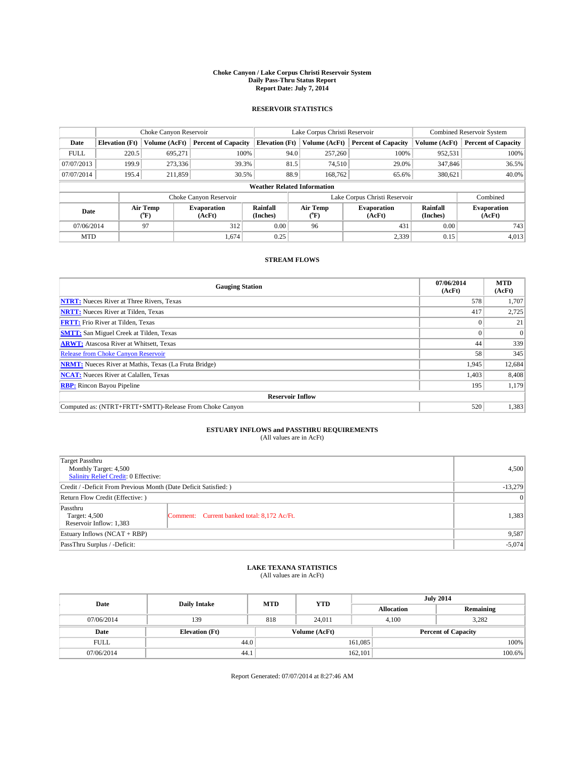# Choke Canyon / Lake Corpus Christi Reservoir System
## Daily Pass-Thru Status Report
### Report Date: July 7, 2014

## RESERVOIR STATISTICS

| | Choke Canyon Reservoir | | | Lake Corpus Christi Reservoir | | | Combined Reservoir System | |
|---|---|---|---|---|---|---|---|---|
| Date | Elevation (Ft) | Volume (AcFt) | Percent of Capacity | Elevation (Ft) | Volume (AcFt) | Percent of Capacity | Volume (AcFt) | Percent of Capacity |
| FULL | 220.5 | 695,271 | 100% | 94.0 | 257,260 | 100% | 952,531 | 100% |
| 07/07/2013 | 199.9 | 273,336 | 39.3% | 81.5 | 74,510 | 29.0% | 347,846 | 36.5% |
| 07/07/2014 | 195.4 | 211,859 | 30.5% | 88.9 | 168,762 | 65.6% | 380,621 | 40.0% |

### Weather Related Information

| | Choke Canyon Reservoir | | | Lake Corpus Christi Reservoir | | | Combined |
|---|---|---|---|---|---|---|---|
| Date | Air Temp (°F) | Evaporation (AcFt) | Rainfall (Inches) | Air Temp (°F) | Evaporation (AcFt) | Rainfall (Inches) | Evaporation (AcFt) |
| 07/06/2014 | 97 | 312 | 0.00 | 96 | 431 | 0.00 | 743 |
| MTD | | 1,674 | 0.25 | | 2,339 | 0.15 | 4,013 |

## STREAM FLOWS

| Gauging Station | 07/06/2014 (AcFt) | MTD (AcFt) |
|---|---|---|
| NTRT: Nueces River at Three Rivers, Texas | 578 | 1,707 |
| NRTT: Nueces River at Tilden, Texas | 417 | 2,725 |
| FRTT: Frio River at Tilden, Texas | 0 | 21 |
| SMTT: San Miguel Creek at Tilden, Texas | 0 | 0 |
| ARWT: Atascosa River at Whitsett, Texas | 44 | 339 |
| Release from Choke Canyon Reservoir | 58 | 345 |
| NRMT: Nueces River at Mathis, Texas (La Fruta Bridge) | 1,945 | 12,684 |
| NCAT: Nueces River at Calallen, Texas | 1,403 | 8,408 |
| RBP: Rincon Bayou Pipeline | 195 | 1,179 |
| **Reservoir Inflow** | | |
| Computed as: (NTRT+FRTT+SMTT)-Release From Choke Canyon | 520 | 1,383 |

## ESTUARY INFLOWS and PASSTHRU REQUIREMENTS
(All values are in AcFt)

| | | |
|---|---|---|
| Target Passthru<br>Monthly Target: 4,500<br>Salinity Relief Credit: 0 Effective: | | 4,500 |
| Credit / -Deficit From Previous Month (Date Deficit Satisfied: ) | | -13,279 |
| Return Flow Credit (Effective: ) | | 0 |
| Passthru<br>Target: 4,500<br>Reservoir Inflow: 1,383 | Comment: Current banked total: 8,172 Ac/Ft. | 1,383 |
| Estuary Inflows (NCAT + RBP) | | 9,587 |
| PassThru Surplus / -Deficit: | | -5,074 |

## LAKE TEXANA STATISTICS
(All values are in AcFt)

| Date | Daily Intake | MTD | YTD | July 2014 Allocation | July 2014 Remaining |
|---|---|---|---|---|---|
| 07/06/2014 | 139 | 818 | 24,011 | 4,100 | 3,282 |

| Date | Elevation (Ft) | Volume (AcFt) | Percent of Capacity |
|---|---|---|---|
| FULL | 44.0 | 161,085 | 100% |
| 07/06/2014 | 44.1 | 162,101 | 100.6% |

Report Generated: 07/07/2014 at 8:27:46 AM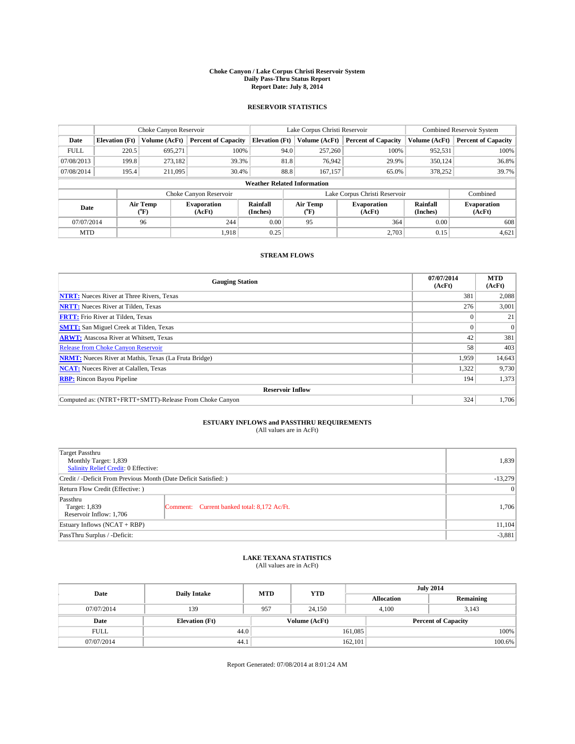**Choke Canyon / Lake Corpus Christi Reservoir System**
**Daily Pass-Thru Status Report**
**Report Date: July 8, 2014**

## RESERVOIR STATISTICS

| | Choke Canyon Reservoir | | | Lake Corpus Christi Reservoir | | | Combined Reservoir System | |
|---|---|---|---|---|---|---|---|---|
| **Date** | **Elevation (Ft)** | **Volume (AcFt)** | **Percent of Capacity** | **Elevation (Ft)** | **Volume (AcFt)** | **Percent of Capacity** | **Volume (AcFt)** | **Percent of Capacity** |
| FULL | 220.5 | 695,271 | 100% | 94.0 | 257,260 | 100% | 952,531 | 100% |
| 07/08/2013 | 199.8 | 273,182 | 39.3% | 81.8 | 76,942 | 29.9% | 350,124 | 36.8% |
| 07/08/2014 | 195.4 | 211,095 | 30.4% | 88.8 | 167,157 | 65.0% | 378,252 | 39.7% |

**Weather Related Information**

| | Choke Canyon Reservoir | | | Lake Corpus Christi Reservoir | | | Combined |
|---|---|---|---|---|---|---|---|
| **Date** | **Air Temp (°F)** | **Evaporation (AcFt)** | **Rainfall (Inches)** | **Air Temp (°F)** | **Evaporation (AcFt)** | **Rainfall (Inches)** | **Evaporation (AcFt)** |
| 07/07/2014 | 96 | 244 | 0.00 | 95 | 364 | 0.00 | 608 |
| MTD | | 1,918 | 0.25 | | 2,703 | 0.15 | 4,621 |

## STREAM FLOWS

| Gauging Station | 07/07/2014 (AcFt) | MTD (AcFt) |
|---|---|---|
| **NTRT:** Nueces River at Three Rivers, Texas | 381 | 2,088 |
| **NRTT:** Nueces River at Tilden, Texas | 276 | 3,001 |
| **FRTT:** Frio River at Tilden, Texas | 0 | 21 |
| **SMTT:** San Miguel Creek at Tilden, Texas | 0 | 0 |
| **ARWT:** Atascosa River at Whitsett, Texas | 42 | 381 |
| Release from Choke Canyon Reservoir | 58 | 403 |
| **NRMT:** Nueces River at Mathis, Texas (La Fruta Bridge) | 1,959 | 14,643 |
| **NCAT:** Nueces River at Calallen, Texas | 1,322 | 9,730 |
| **RBP:** Rincon Bayou Pipeline | 194 | 1,373 |
| **Reservoir Inflow** | | |
| Computed as: (NTRT+FRTT+SMTT)-Release From Choke Canyon | 324 | 1,706 |

## ESTUARY INFLOWS and PASSTHRU REQUIREMENTS
(All values are in AcFt)

| | |
|---|---|
| Target Passthru<br>Monthly Target: 1,839<br>Salinity Relief Credit: 0 Effective: | 1,839 |
| Credit / -Deficit From Previous Month (Date Deficit Satisfied: ) | -13,279 |
| Return Flow Credit (Effective: ) | 0 |
| Passthru<br>Target: 1,839<br>Reservoir Inflow: 1,706 — Comment: Current banked total: 8,172 Ac/Ft. | 1,706 |
| Estuary Inflows (NCAT + RBP) | 11,104 |
| PassThru Surplus / -Deficit: | -3,881 |

## LAKE TEXANA STATISTICS
(All values are in AcFt)

| Date | Daily Intake | MTD | YTD | July 2014 Allocation | July 2014 Remaining |
|---|---|---|---|---|---|
| 07/07/2014 | 139 | 957 | 24,150 | 4,100 | 3,143 |

| Date | Elevation (Ft) | Volume (AcFt) | Percent of Capacity |
|---|---|---|---|
| FULL | 44.0 | 161,085 | 100% |
| 07/07/2014 | 44.1 | 162,101 | 100.6% |

Report Generated: 07/08/2014 at 8:01:24 AM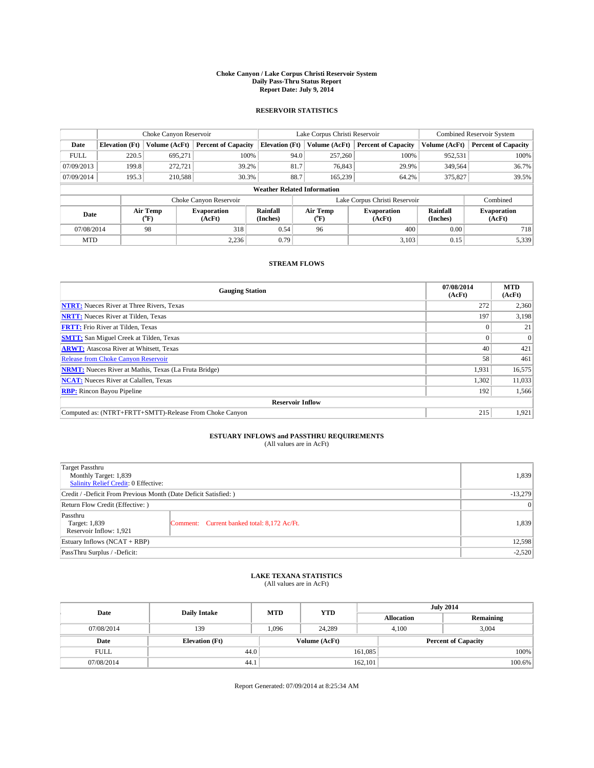# Choke Canyon / Lake Corpus Christi Reservoir System
## Daily Pass-Thru Status Report
## Report Date: July 9, 2014

### RESERVOIR STATISTICS

| | Choke Canyon Reservoir | | | Lake Corpus Christi Reservoir | | | Combined Reservoir System | |
|---|---|---|---|---|---|---|---|---|
| Date | Elevation (Ft) | Volume (AcFt) | Percent of Capacity | Elevation (Ft) | Volume (AcFt) | Percent of Capacity | Volume (AcFt) | Percent of Capacity |
| FULL | 220.5 | 695,271 | 100% | 94.0 | 257,260 | 100% | 952,531 | 100% |
| 07/09/2013 | 199.8 | 272,721 | 39.2% | 81.7 | 76,843 | 29.9% | 349,564 | 36.7% |
| 07/09/2014 | 195.3 | 210,588 | 30.3% | 88.7 | 165,239 | 64.2% | 375,827 | 39.5% |

**Weather Related Information**

| | Choke Canyon Reservoir | | | Lake Corpus Christi Reservoir | | | Combined |
|---|---|---|---|---|---|---|---|
| Date | Air Temp (°F) | Evaporation (AcFt) | Rainfall (Inches) | Air Temp (°F) | Evaporation (AcFt) | Rainfall (Inches) | Evaporation (AcFt) |
| 07/08/2014 | 98 | 318 | 0.54 | 96 | 400 | 0.00 | 718 |
| MTD | | 2,236 | 0.79 | | 3,103 | 0.15 | 5,339 |

### STREAM FLOWS

| Gauging Station | 07/08/2014 (AcFt) | MTD (AcFt) |
|---|---|---|
| **NTRT:** Nueces River at Three Rivers, Texas | 272 | 2,360 |
| **NRTT:** Nueces River at Tilden, Texas | 197 | 3,198 |
| **FRTT:** Frio River at Tilden, Texas | 0 | 21 |
| **SMTT:** San Miguel Creek at Tilden, Texas | 0 | 0 |
| **ARWT:** Atascosa River at Whitsett, Texas | 40 | 421 |
| Release from Choke Canyon Reservoir | 58 | 461 |
| **NRMT:** Nueces River at Mathis, Texas (La Fruta Bridge) | 1,931 | 16,575 |
| **NCAT:** Nueces River at Calallen, Texas | 1,302 | 11,033 |
| **RBP:** Rincon Bayou Pipeline | 192 | 1,566 |
| **Reservoir Inflow** | | |
| Computed as: (NTRT+FRTT+SMTT)-Release From Choke Canyon | 215 | 1,921 |

### ESTUARY INFLOWS and PASSTHRU REQUIREMENTS
(All values are in AcFt)

| | |
|---|---|
| Target Passthru<br>Monthly Target: 1,839<br>Salinity Relief Credit: 0 Effective: | 1,839 |
| Credit / -Deficit From Previous Month (Date Deficit Satisfied: ) | -13,279 |
| Return Flow Credit (Effective: ) | 0 |
| Passthru<br>Target: 1,839<br>Reservoir Inflow: 1,921 — Comment: Current banked total: 8,172 Ac/Ft. | 1,839 |
| Estuary Inflows (NCAT + RBP) | 12,598 |
| PassThru Surplus / -Deficit: | -2,520 |

### LAKE TEXANA STATISTICS
(All values are in AcFt)

| Date | Daily Intake | MTD | YTD | July 2014 Allocation | July 2014 Remaining |
|---|---|---|---|---|---|
| 07/08/2014 | 139 | 1,096 | 24,289 | 4,100 | 3,004 |

| Date | Elevation (Ft) | Volume (AcFt) | Percent of Capacity |
|---|---|---|---|
| FULL | 44.0 | 161,085 | 100% |
| 07/08/2014 | 44.1 | 162,101 | 100.6% |

Report Generated: 07/09/2014 at 8:25:34 AM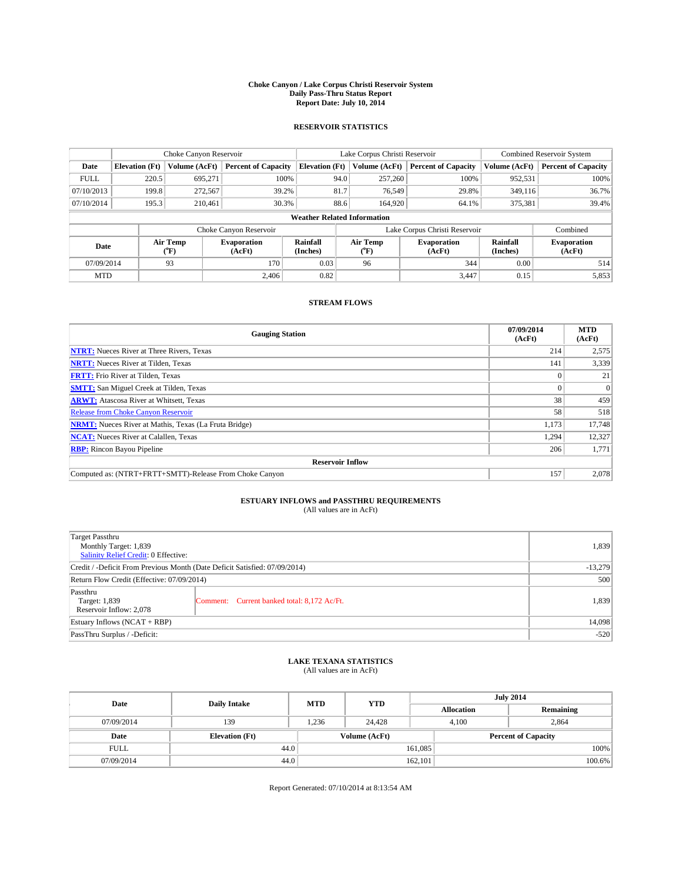# Choke Canyon / Lake Corpus Christi Reservoir System
## Daily Pass-Thru Status Report
### Report Date: July 10, 2014

## RESERVOIR STATISTICS

| | Choke Canyon Reservoir | | | Lake Corpus Christi Reservoir | | | Combined Reservoir System | |
|---|---|---|---|---|---|---|---|---|
| Date | Elevation (Ft) | Volume (AcFt) | Percent of Capacity | Elevation (Ft) | Volume (AcFt) | Percent of Capacity | Volume (AcFt) | Percent of Capacity |
| FULL | 220.5 | 695,271 | 100% | 94.0 | 257,260 | 100% | 952,531 | 100% |
| 07/10/2013 | 199.8 | 272,567 | 39.2% | 81.7 | 76,549 | 29.8% | 349,116 | 36.7% |
| 07/10/2014 | 195.3 | 210,461 | 30.3% | 88.6 | 164,920 | 64.1% | 375,381 | 39.4% |

**Weather Related Information**

| | Choke Canyon Reservoir | | | Lake Corpus Christi Reservoir | | | Combined |
|---|---|---|---|---|---|---|---|
| Date | Air Temp (°F) | Evaporation (AcFt) | Rainfall (Inches) | Air Temp (°F) | Evaporation (AcFt) | Rainfall (Inches) | Evaporation (AcFt) |
| 07/09/2014 | 93 | 170 | 0.03 | 96 | 344 | 0.00 | 514 |
| MTD | | 2,406 | 0.82 | | 3,447 | 0.15 | 5,853 |

## STREAM FLOWS

| Gauging Station | 07/09/2014 (AcFt) | MTD (AcFt) |
|---|---|---|
| NTRT: Nueces River at Three Rivers, Texas | 214 | 2,575 |
| NRTT: Nueces River at Tilden, Texas | 141 | 3,339 |
| FRTT: Frio River at Tilden, Texas | 0 | 21 |
| SMTT: San Miguel Creek at Tilden, Texas | 0 | 0 |
| ARWT: Atascosa River at Whitsett, Texas | 38 | 459 |
| Release from Choke Canyon Reservoir | 58 | 518 |
| NRMT: Nueces River at Mathis, Texas (La Fruta Bridge) | 1,173 | 17,748 |
| NCAT: Nueces River at Calallen, Texas | 1,294 | 12,327 |
| RBP: Rincon Bayou Pipeline | 206 | 1,771 |
| **Reservoir Inflow** | | |
| Computed as: (NTRT+FRTT+SMTT)-Release From Choke Canyon | 157 | 2,078 |

## ESTUARY INFLOWS and PASSTHRU REQUIREMENTS
(All values are in AcFt)

| | | |
|---|---|---|
| Target Passthru<br>Monthly Target: 1,839<br>Salinity Relief Credit: 0 Effective: | | 1,839 |
| Credit / -Deficit From Previous Month (Date Deficit Satisfied: 07/09/2014) | | -13,279 |
| Return Flow Credit (Effective: 07/09/2014) | | 500 |
| Passthru<br>Target: 1,839<br>Reservoir Inflow: 2,078 | Comment: Current banked total: 8,172 Ac/Ft. | 1,839 |
| Estuary Inflows (NCAT + RBP) | | 14,098 |
| PassThru Surplus / -Deficit: | | -520 |

## LAKE TEXANA STATISTICS
(All values are in AcFt)

| Date | Daily Intake | MTD | YTD | July 2014 Allocation | July 2014 Remaining |
|---|---|---|---|---|---|
| 07/09/2014 | 139 | 1,236 | 24,428 | 4,100 | 2,864 |

| Date | Elevation (Ft) | Volume (AcFt) | Percent of Capacity |
|---|---|---|---|
| FULL | 44.0 | 161,085 | 100% |
| 07/09/2014 | 44.0 | 162,101 | 100.6% |

Report Generated: 07/10/2014 at 8:13:54 AM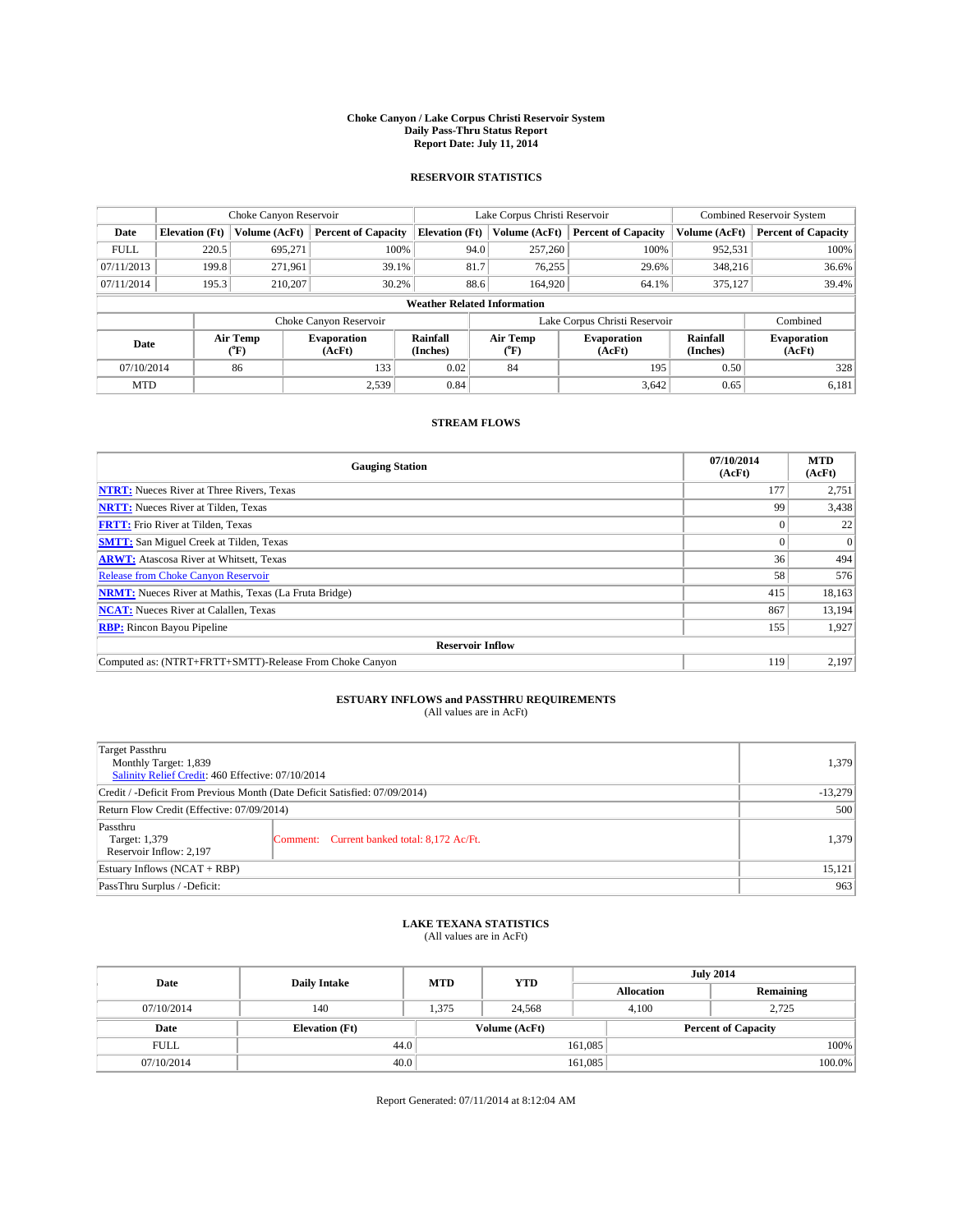# Choke Canyon / Lake Corpus Christi Reservoir System
## Daily Pass-Thru Status Report
## Report Date: July 11, 2014

### RESERVOIR STATISTICS

| | Choke Canyon Reservoir | | | Lake Corpus Christi Reservoir | | | Combined Reservoir System | |
|---|---|---|---|---|---|---|---|---|
| Date | Elevation (Ft) | Volume (AcFt) | Percent of Capacity | Elevation (Ft) | Volume (AcFt) | Percent of Capacity | Volume (AcFt) | Percent of Capacity |
| FULL | 220.5 | 695,271 | 100% | 94.0 | 257,260 | 100% | 952,531 | 100% |
| 07/11/2013 | 199.8 | 271,961 | 39.1% | 81.7 | 76,255 | 29.6% | 348,216 | 36.6% |
| 07/11/2014 | 195.3 | 210,207 | 30.2% | 88.6 | 164,920 | 64.1% | 375,127 | 39.4% |

**Weather Related Information**

| | Choke Canyon Reservoir | | | Lake Corpus Christi Reservoir | | | Combined |
|---|---|---|---|---|---|---|---|
| Date | Air Temp (°F) | Evaporation (AcFt) | Rainfall (Inches) | Air Temp (°F) | Evaporation (AcFt) | Rainfall (Inches) | Evaporation (AcFt) |
| 07/10/2014 | 86 | 133 | 0.02 | 84 | 195 | 0.50 | 328 |
| MTD | | 2,539 | 0.84 | | 3,642 | 0.65 | 6,181 |

### STREAM FLOWS

| Gauging Station | 07/10/2014 (AcFt) | MTD (AcFt) |
|---|---|---|
| NTRT: Nueces River at Three Rivers, Texas | 177 | 2,751 |
| NRTT: Nueces River at Tilden, Texas | 99 | 3,438 |
| FRTT: Frio River at Tilden, Texas | 0 | 22 |
| SMTT: San Miguel Creek at Tilden, Texas | 0 | 0 |
| ARWT: Atascosa River at Whitsett, Texas | 36 | 494 |
| Release from Choke Canyon Reservoir | 58 | 576 |
| NRMT: Nueces River at Mathis, Texas (La Fruta Bridge) | 415 | 18,163 |
| NCAT: Nueces River at Calallen, Texas | 867 | 13,194 |
| RBP: Rincon Bayou Pipeline | 155 | 1,927 |
| **Reservoir Inflow** | | |
| Computed as: (NTRT+FRTT+SMTT)-Release From Choke Canyon | 119 | 2,197 |

### ESTUARY INFLOWS and PASSTHRU REQUIREMENTS
(All values are in AcFt)

| | | |
|---|---|---|
| Target Passthru<br>Monthly Target: 1,839<br>Salinity Relief Credit: 460 Effective: 07/10/2014 | | 1,379 |
| Credit / -Deficit From Previous Month (Date Deficit Satisfied: 07/09/2014) | | -13,279 |
| Return Flow Credit (Effective: 07/09/2014) | | 500 |
| Passthru<br>Target: 1,379<br>Reservoir Inflow: 2,197 | Comment: Current banked total: 8,172 Ac/Ft. | 1,379 |
| Estuary Inflows (NCAT + RBP) | | 15,121 |
| PassThru Surplus / -Deficit: | | 963 |

### LAKE TEXANA STATISTICS
(All values are in AcFt)

| Date | Daily Intake | MTD | YTD | July 2014 Allocation | July 2014 Remaining |
|---|---|---|---|---|---|
| 07/10/2014 | 140 | 1,375 | 24,568 | 4,100 | 2,725 |

| Date | Elevation (Ft) | Volume (AcFt) | Percent of Capacity |
|---|---|---|---|
| FULL | 44.0 | 161,085 | 100% |
| 07/10/2014 | 40.0 | 161,085 | 100.0% |

Report Generated: 07/11/2014 at 8:12:04 AM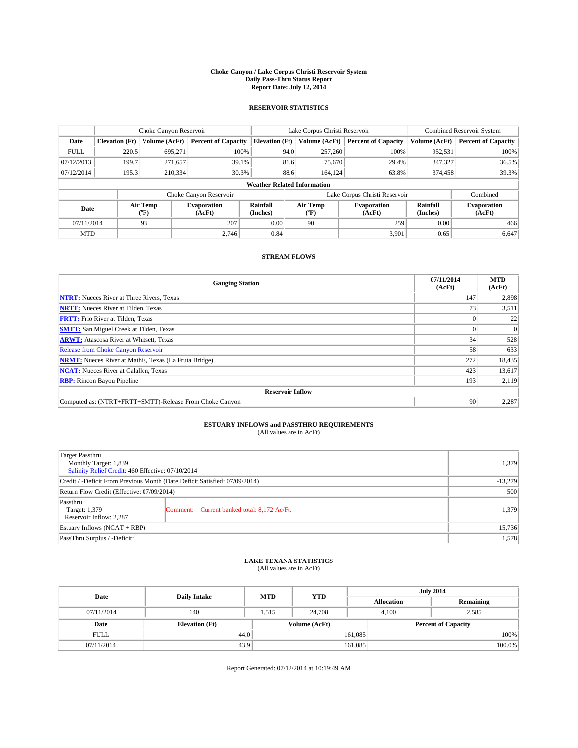# Choke Canyon / Lake Corpus Christi Reservoir System
## Daily Pass-Thru Status Report
## Report Date: July 12, 2014

### RESERVOIR STATISTICS

| | Choke Canyon Reservoir | | | Lake Corpus Christi Reservoir | | | Combined Reservoir System | |
|---|---|---|---|---|---|---|---|---|
| Date | Elevation (Ft) | Volume (AcFt) | Percent of Capacity | Elevation (Ft) | Volume (AcFt) | Percent of Capacity | Volume (AcFt) | Percent of Capacity |
| FULL | 220.5 | 695,271 | 100% | 94.0 | 257,260 | 100% | 952,531 | 100% |
| 07/12/2013 | 199.7 | 271,657 | 39.1% | 81.6 | 75,670 | 29.4% | 347,327 | 36.5% |
| 07/12/2014 | 195.3 | 210,334 | 30.3% | 88.6 | 164,124 | 63.8% | 374,458 | 39.3% |

**Weather Related Information**

| | Choke Canyon Reservoir | | | Lake Corpus Christi Reservoir | | | Combined |
|---|---|---|---|---|---|---|---|
| Date | Air Temp (°F) | Evaporation (AcFt) | Rainfall (Inches) | Air Temp (°F) | Evaporation (AcFt) | Rainfall (Inches) | Evaporation (AcFt) |
| 07/11/2014 | 93 | 207 | 0.00 | 90 | 259 | 0.00 | 466 |
| MTD | | 2,746 | 0.84 | | 3,901 | 0.65 | 6,647 |

### STREAM FLOWS

| Gauging Station | 07/11/2014 (AcFt) | MTD (AcFt) |
|---|---|---|
| NTRT: Nueces River at Three Rivers, Texas | 147 | 2,898 |
| NRTT: Nueces River at Tilden, Texas | 73 | 3,511 |
| FRTT: Frio River at Tilden, Texas | 0 | 22 |
| SMTT: San Miguel Creek at Tilden, Texas | 0 | 0 |
| ARWT: Atascosa River at Whitsett, Texas | 34 | 528 |
| Release from Choke Canyon Reservoir | 58 | 633 |
| NRMT: Nueces River at Mathis, Texas (La Fruta Bridge) | 272 | 18,435 |
| NCAT: Nueces River at Calallen, Texas | 423 | 13,617 |
| RBP: Rincon Bayou Pipeline | 193 | 2,119 |
| **Reservoir Inflow** | | |
| Computed as: (NTRT+FRTT+SMTT)-Release From Choke Canyon | 90 | 2,287 |

### ESTUARY INFLOWS and PASSTHRU REQUIREMENTS
(All values are in AcFt)

| | | |
|---|---|---|
| Target Passthru<br>Monthly Target: 1,839<br>Salinity Relief Credit: 460 Effective: 07/10/2014 | | 1,379 |
| Credit / -Deficit From Previous Month (Date Deficit Satisfied: 07/09/2014) | | -13,279 |
| Return Flow Credit (Effective: 07/09/2014) | | 500 |
| Passthru<br>Target: 1,379<br>Reservoir Inflow: 2,287 | Comment: Current banked total: 8,172 Ac/Ft. | 1,379 |
| Estuary Inflows (NCAT + RBP) | | 15,736 |
| PassThru Surplus / -Deficit: | | 1,578 |

### LAKE TEXANA STATISTICS
(All values are in AcFt)

| Date | Daily Intake | MTD | YTD | July 2014 Allocation | July 2014 Remaining |
|---|---|---|---|---|---|
| 07/11/2014 | 140 | 1,515 | 24,708 | 4,100 | 2,585 |

| Date | Elevation (Ft) | Volume (AcFt) | Percent of Capacity |
|---|---|---|---|
| FULL | 44.0 | 161,085 | 100% |
| 07/11/2014 | 43.9 | 161,085 | 100.0% |

Report Generated: 07/12/2014 at 10:19:49 AM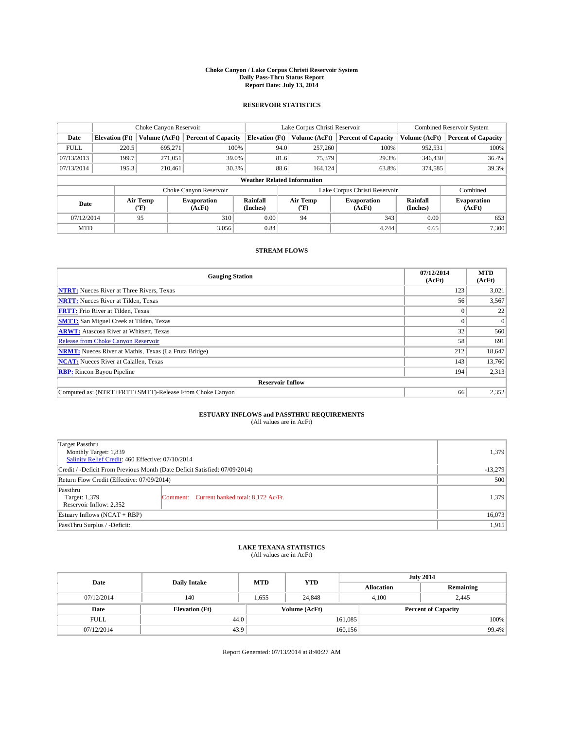# Choke Canyon / Lake Corpus Christi Reservoir System
## Daily Pass-Thru Status Report
### Report Date: July 13, 2014

## RESERVOIR STATISTICS

| | Choke Canyon Reservoir | | | Lake Corpus Christi Reservoir | | | Combined Reservoir System | |
|---|---|---|---|---|---|---|---|---|
| Date | Elevation (Ft) | Volume (AcFt) | Percent of Capacity | Elevation (Ft) | Volume (AcFt) | Percent of Capacity | Volume (AcFt) | Percent of Capacity |
| FULL | 220.5 | 695,271 | 100% | 94.0 | 257,260 | 100% | 952,531 | 100% |
| 07/13/2013 | 199.7 | 271,051 | 39.0% | 81.6 | 75,379 | 29.3% | 346,430 | 36.4% |
| 07/13/2014 | 195.3 | 210,461 | 30.3% | 88.6 | 164,124 | 63.8% | 374,585 | 39.3% |

### Weather Related Information

| | Choke Canyon Reservoir | | | Lake Corpus Christi Reservoir | | | Combined |
|---|---|---|---|---|---|---|---|
| Date | Air Temp (°F) | Evaporation (AcFt) | Rainfall (Inches) | Air Temp (°F) | Evaporation (AcFt) | Rainfall (Inches) | Evaporation (AcFt) |
| 07/12/2014 | 95 | 310 | 0.00 | 94 | 343 | 0.00 | 653 |
| MTD | | 3,056 | 0.84 | | 4,244 | 0.65 | 7,300 |

## STREAM FLOWS

| Gauging Station | 07/12/2014 (AcFt) | MTD (AcFt) |
|---|---|---|
| NTRT: Nueces River at Three Rivers, Texas | 123 | 3,021 |
| NRTT: Nueces River at Tilden, Texas | 56 | 3,567 |
| FRTT: Frio River at Tilden, Texas | 0 | 22 |
| SMTT: San Miguel Creek at Tilden, Texas | 0 | 0 |
| ARWT: Atascosa River at Whitsett, Texas | 32 | 560 |
| Release from Choke Canyon Reservoir | 58 | 691 |
| NRMT: Nueces River at Mathis, Texas (La Fruta Bridge) | 212 | 18,647 |
| NCAT: Nueces River at Calallen, Texas | 143 | 13,760 |
| RBP: Rincon Bayou Pipeline | 194 | 2,313 |
| **Reservoir Inflow** | | |
| Computed as: (NTRT+FRTT+SMTT)-Release From Choke Canyon | 66 | 2,352 |

## ESTUARY INFLOWS and PASSTHRU REQUIREMENTS
(All values are in AcFt)

| | | |
|---|---|---|
| Target Passthru<br>Monthly Target: 1,839<br>Salinity Relief Credit: 460 Effective: 07/10/2014 | | 1,379 |
| Credit / -Deficit From Previous Month (Date Deficit Satisfied: 07/09/2014) | | -13,279 |
| Return Flow Credit (Effective: 07/09/2014) | | 500 |
| Passthru<br>Target: 1,379<br>Reservoir Inflow: 2,352 | Comment: Current banked total: 8,172 Ac/Ft. | 1,379 |
| Estuary Inflows (NCAT + RBP) | | 16,073 |
| PassThru Surplus / -Deficit: | | 1,915 |

## LAKE TEXANA STATISTICS
(All values are in AcFt)

| Date | Daily Intake | MTD | YTD | July 2014 Allocation | July 2014 Remaining |
|---|---|---|---|---|---|
| 07/12/2014 | 140 | 1,655 | 24,848 | 4,100 | 2,445 |

| Date | Elevation (Ft) | Volume (AcFt) | Percent of Capacity |
|---|---|---|---|
| FULL | 44.0 | 161,085 | 100% |
| 07/12/2014 | 43.9 | 160,156 | 99.4% |

Report Generated: 07/13/2014 at 8:40:27 AM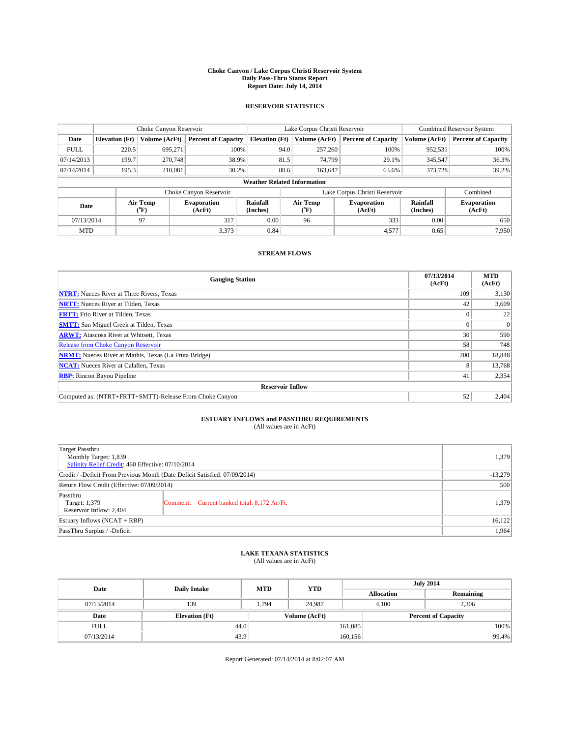# Choke Canyon / Lake Corpus Christi Reservoir System
## Daily Pass-Thru Status Report
## Report Date: July 14, 2014

### RESERVOIR STATISTICS

| | Choke Canyon Reservoir | | | Lake Corpus Christi Reservoir | | | Combined Reservoir System | |
|---|---|---|---|---|---|---|---|---|
| Date | Elevation (Ft) | Volume (AcFt) | Percent of Capacity | Elevation (Ft) | Volume (AcFt) | Percent of Capacity | Volume (AcFt) | Percent of Capacity |
| FULL | 220.5 | 695,271 | 100% | 94.0 | 257,260 | 100% | 952,531 | 100% |
| 07/14/2013 | 199.7 | 270,748 | 38.9% | 81.5 | 74,799 | 29.1% | 345,547 | 36.3% |
| 07/14/2014 | 195.3 | 210,081 | 30.2% | 88.6 | 163,647 | 63.6% | 373,728 | 39.2% |

**Weather Related Information**

| | Choke Canyon Reservoir | | | Lake Corpus Christi Reservoir | | | Combined |
|---|---|---|---|---|---|---|---|
| Date | Air Temp (°F) | Evaporation (AcFt) | Rainfall (Inches) | Air Temp (°F) | Evaporation (AcFt) | Rainfall (Inches) | Evaporation (AcFt) |
| 07/13/2014 | 97 | 317 | 0.00 | 96 | 333 | 0.00 | 650 |
| MTD | | 3,373 | 0.84 | | 4,577 | 0.65 | 7,950 |

### STREAM FLOWS

| Gauging Station | 07/13/2014 (AcFt) | MTD (AcFt) |
|---|---|---|
| NTRT: Nueces River at Three Rivers, Texas | 109 | 3,130 |
| NRTT: Nueces River at Tilden, Texas | 42 | 3,609 |
| FRTT: Frio River at Tilden, Texas | 0 | 22 |
| SMTT: San Miguel Creek at Tilden, Texas | 0 | 0 |
| ARWT: Atascosa River at Whitsett, Texas | 30 | 590 |
| Release from Choke Canyon Reservoir | 58 | 748 |
| NRMT: Nueces River at Mathis, Texas (La Fruta Bridge) | 200 | 18,848 |
| NCAT: Nueces River at Calallen, Texas | 8 | 13,768 |
| RBP: Rincon Bayou Pipeline | 41 | 2,354 |
| **Reservoir Inflow** | | |
| Computed as: (NTRT+FRTT+SMTT)-Release From Choke Canyon | 52 | 2,404 |

### ESTUARY INFLOWS and PASSTHRU REQUIREMENTS
(All values are in AcFt)

| | | |
|---|---|---|
| Target Passthru<br>Monthly Target: 1,839<br>Salinity Relief Credit: 460 Effective: 07/10/2014 | | 1,379 |
| Credit / -Deficit From Previous Month (Date Deficit Satisfied: 07/09/2014) | | -13,279 |
| Return Flow Credit (Effective: 07/09/2014) | | 500 |
| Passthru<br>Target: 1,379<br>Reservoir Inflow: 2,404 | Comment: Current banked total: 8,172 Ac/Ft. | 1,379 |
| Estuary Inflows (NCAT + RBP) | | 16,122 |
| PassThru Surplus / -Deficit: | | 1,964 |

### LAKE TEXANA STATISTICS
(All values are in AcFt)

| Date | Daily Intake | MTD | YTD | July 2014 Allocation | July 2014 Remaining |
|---|---|---|---|---|---|
| 07/13/2014 | 139 | 1,794 | 24,987 | 4,100 | 2,306 |

| Date | Elevation (Ft) | Volume (AcFt) | Percent of Capacity |
|---|---|---|---|
| FULL | 44.0 | 161,085 | 100% |
| 07/13/2014 | 43.9 | 160,156 | 99.4% |

Report Generated: 07/14/2014 at 8:02:07 AM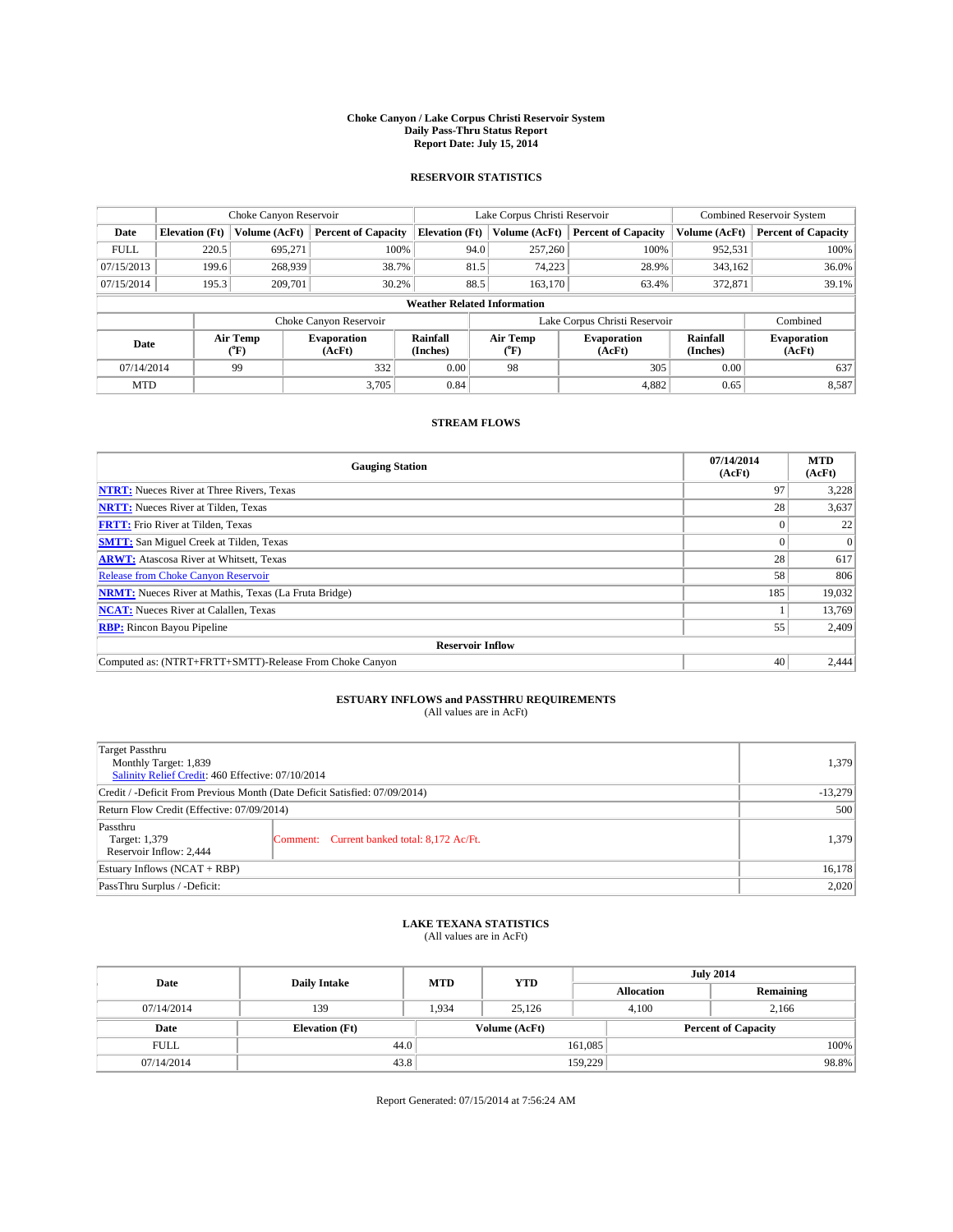# Choke Canyon / Lake Corpus Christi Reservoir System
## Daily Pass-Thru Status Report
## Report Date: July 15, 2014

### RESERVOIR STATISTICS

| | Choke Canyon Reservoir | | | Lake Corpus Christi Reservoir | | | Combined Reservoir System | |
|---|---|---|---|---|---|---|---|---|
| Date | Elevation (Ft) | Volume (AcFt) | Percent of Capacity | Elevation (Ft) | Volume (AcFt) | Percent of Capacity | Volume (AcFt) | Percent of Capacity |
| FULL | 220.5 | 695,271 | 100% | 94.0 | 257,260 | 100% | 952,531 | 100% |
| 07/15/2013 | 199.6 | 268,939 | 38.7% | 81.5 | 74,223 | 28.9% | 343,162 | 36.0% |
| 07/15/2014 | 195.3 | 209,701 | 30.2% | 88.5 | 163,170 | 63.4% | 372,871 | 39.1% |

**Weather Related Information**

| | Choke Canyon Reservoir | | | Lake Corpus Christi Reservoir | | | Combined |
|---|---|---|---|---|---|---|---|
| Date | Air Temp (°F) | Evaporation (AcFt) | Rainfall (Inches) | Air Temp (°F) | Evaporation (AcFt) | Rainfall (Inches) | Evaporation (AcFt) |
| 07/14/2014 | 99 | 332 | 0.00 | 98 | 305 | 0.00 | 637 |
| MTD | | 3,705 | 0.84 | | 4,882 | 0.65 | 8,587 |

### STREAM FLOWS

| Gauging Station | 07/14/2014 (AcFt) | MTD (AcFt) |
|---|---|---|
| NTRT: Nueces River at Three Rivers, Texas | 97 | 3,228 |
| NRTT: Nueces River at Tilden, Texas | 28 | 3,637 |
| FRTT: Frio River at Tilden, Texas | 0 | 22 |
| SMTT: San Miguel Creek at Tilden, Texas | 0 | 0 |
| ARWT: Atascosa River at Whitsett, Texas | 28 | 617 |
| Release from Choke Canyon Reservoir | 58 | 806 |
| NRMT: Nueces River at Mathis, Texas (La Fruta Bridge) | 185 | 19,032 |
| NCAT: Nueces River at Calallen, Texas | 1 | 13,769 |
| RBP: Rincon Bayou Pipeline | 55 | 2,409 |
| **Reservoir Inflow** | | |
| Computed as: (NTRT+FRTT+SMTT)-Release From Choke Canyon | 40 | 2,444 |

### ESTUARY INFLOWS and PASSTHRU REQUIREMENTS
(All values are in AcFt)

| | | |
|---|---|---|
| Target Passthru<br>Monthly Target: 1,839<br>Salinity Relief Credit: 460 Effective: 07/10/2014 | | 1,379 |
| Credit / -Deficit From Previous Month (Date Deficit Satisfied: 07/09/2014) | | -13,279 |
| Return Flow Credit (Effective: 07/09/2014) | | 500 |
| Passthru<br>Target: 1,379<br>Reservoir Inflow: 2,444 | Comment: Current banked total: 8,172 Ac/Ft. | 1,379 |
| Estuary Inflows (NCAT + RBP) | | 16,178 |
| PassThru Surplus / -Deficit: | | 2,020 |

### LAKE TEXANA STATISTICS
(All values are in AcFt)

| Date | Daily Intake | MTD | YTD | July 2014 Allocation | July 2014 Remaining |
|---|---|---|---|---|---|
| 07/14/2014 | 139 | 1,934 | 25,126 | 4,100 | 2,166 |

| Date | Elevation (Ft) | Volume (AcFt) | Percent of Capacity |
|---|---|---|---|
| FULL | 44.0 | 161,085 | 100% |
| 07/14/2014 | 43.8 | 159,229 | 98.8% |

Report Generated: 07/15/2014 at 7:56:24 AM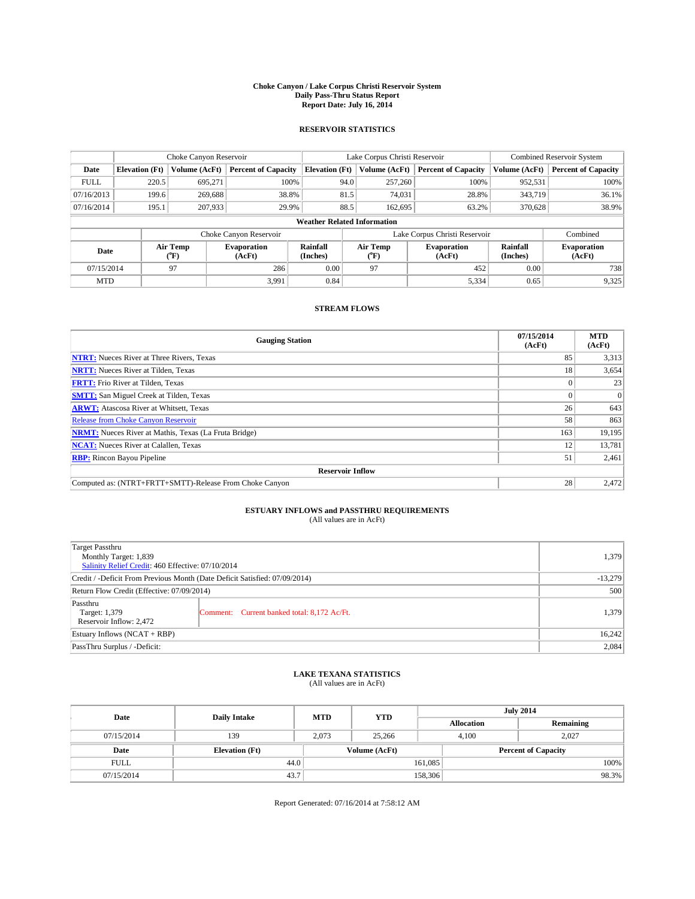# Choke Canyon / Lake Corpus Christi Reservoir System
## Daily Pass-Thru Status Report
## Report Date: July 16, 2014

### RESERVOIR STATISTICS

| | Choke Canyon Reservoir | | | Lake Corpus Christi Reservoir | | | Combined Reservoir System | |
|---|---|---|---|---|---|---|---|---|
| Date | Elevation (Ft) | Volume (AcFt) | Percent of Capacity | Elevation (Ft) | Volume (AcFt) | Percent of Capacity | Volume (AcFt) | Percent of Capacity |
| FULL | 220.5 | 695,271 | 100% | 94.0 | 257,260 | 100% | 952,531 | 100% |
| 07/16/2013 | 199.6 | 269,688 | 38.8% | 81.5 | 74,031 | 28.8% | 343,719 | 36.1% |
| 07/16/2014 | 195.1 | 207,933 | 29.9% | 88.5 | 162,695 | 63.2% | 370,628 | 38.9% |

**Weather Related Information**

| | Choke Canyon Reservoir | | | Lake Corpus Christi Reservoir | | | Combined |
|---|---|---|---|---|---|---|---|
| Date | Air Temp (°F) | Evaporation (AcFt) | Rainfall (Inches) | Air Temp (°F) | Evaporation (AcFt) | Rainfall (Inches) | Evaporation (AcFt) |
| 07/15/2014 | 97 | 286 | 0.00 | 97 | 452 | 0.00 | 738 |
| MTD | | 3,991 | 0.84 | | 5,334 | 0.65 | 9,325 |

### STREAM FLOWS

| Gauging Station | 07/15/2014 (AcFt) | MTD (AcFt) |
|---|---|---|
| NTRT: Nueces River at Three Rivers, Texas | 85 | 3,313 |
| NRTT: Nueces River at Tilden, Texas | 18 | 3,654 |
| FRTT: Frio River at Tilden, Texas | 0 | 23 |
| SMTT: San Miguel Creek at Tilden, Texas | 0 | 0 |
| ARWT: Atascosa River at Whitsett, Texas | 26 | 643 |
| Release from Choke Canyon Reservoir | 58 | 863 |
| NRMT: Nueces River at Mathis, Texas (La Fruta Bridge) | 163 | 19,195 |
| NCAT: Nueces River at Calallen, Texas | 12 | 13,781 |
| RBP: Rincon Bayou Pipeline | 51 | 2,461 |
| **Reservoir Inflow** | | |
| Computed as: (NTRT+FRTT+SMTT)-Release From Choke Canyon | 28 | 2,472 |

### ESTUARY INFLOWS and PASSTHRU REQUIREMENTS
(All values are in AcFt)

| | |
|---|---|
| Target Passthru<br>Monthly Target: 1,839<br>Salinity Relief Credit: 460 Effective: 07/10/2014 | 1,379 |
| Credit / -Deficit From Previous Month (Date Deficit Satisfied: 07/09/2014) | -13,279 |
| Return Flow Credit (Effective: 07/09/2014) | 500 |
| Passthru<br>Target: 1,379<br>Reservoir Inflow: 2,472 — Comment: Current banked total: 8,172 Ac/Ft. | 1,379 |
| Estuary Inflows (NCAT + RBP) | 16,242 |
| PassThru Surplus / -Deficit: | 2,084 |

### LAKE TEXANA STATISTICS
(All values are in AcFt)

| Date | Daily Intake | MTD | YTD | July 2014 Allocation | July 2014 Remaining |
|---|---|---|---|---|---|
| 07/15/2014 | 139 | 2,073 | 25,266 | 4,100 | 2,027 |

| Date | Elevation (Ft) | Volume (AcFt) | Percent of Capacity |
|---|---|---|---|
| FULL | 44.0 | 161,085 | 100% |
| 07/15/2014 | 43.7 | 158,306 | 98.3% |

Report Generated: 07/16/2014 at 7:58:12 AM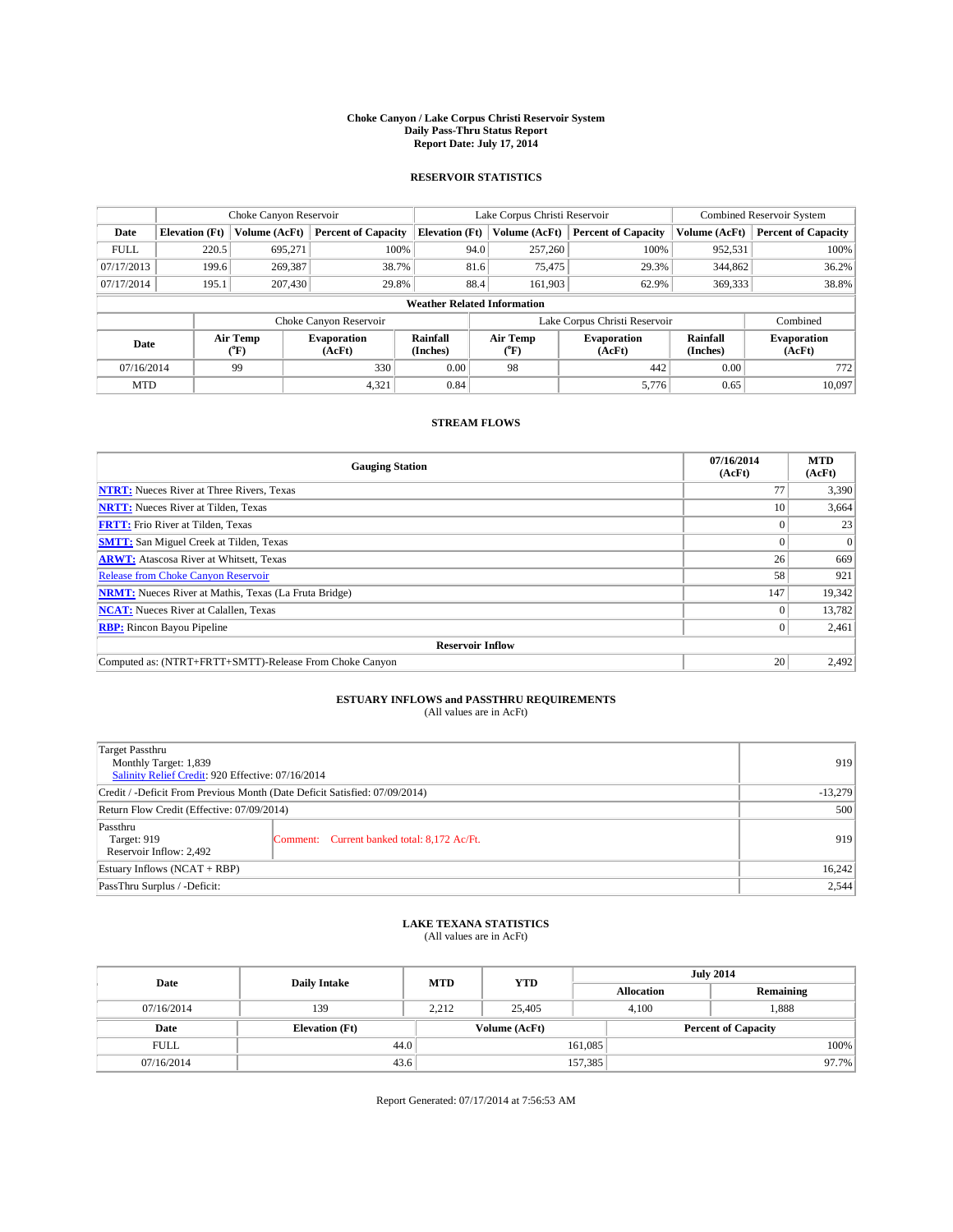**Choke Canyon / Lake Corpus Christi Reservoir System**
**Daily Pass-Thru Status Report**
**Report Date: July 17, 2014**

### RESERVOIR STATISTICS

| | Choke Canyon Reservoir | | | Lake Corpus Christi Reservoir | | | Combined Reservoir System | |
|---|---|---|---|---|---|---|---|---|
| **Date** | **Elevation (Ft)** | **Volume (AcFt)** | **Percent of Capacity** | **Elevation (Ft)** | **Volume (AcFt)** | **Percent of Capacity** | **Volume (AcFt)** | **Percent of Capacity** |
| FULL | 220.5 | 695,271 | 100% | 94.0 | 257,260 | 100% | 952,531 | 100% |
| 07/17/2013 | 199.6 | 269,387 | 38.7% | 81.6 | 75,475 | 29.3% | 344,862 | 36.2% |
| 07/17/2014 | 195.1 | 207,430 | 29.8% | 88.4 | 161,903 | 62.9% | 369,333 | 38.8% |

**Weather Related Information**

| | Choke Canyon Reservoir | | | Lake Corpus Christi Reservoir | | | Combined |
|---|---|---|---|---|---|---|---|
| **Date** | **Air Temp (°F)** | **Evaporation (AcFt)** | **Rainfall (Inches)** | **Air Temp (°F)** | **Evaporation (AcFt)** | **Rainfall (Inches)** | **Evaporation (AcFt)** |
| 07/16/2014 | 99 | 330 | 0.00 | 98 | 442 | 0.00 | 772 |
| MTD | | 4,321 | 0.84 | | 5,776 | 0.65 | 10,097 |

### STREAM FLOWS

| Gauging Station | 07/16/2014 (AcFt) | MTD (AcFt) |
|---|---|---|
| **NTRT:** Nueces River at Three Rivers, Texas | 77 | 3,390 |
| **NRTT:** Nueces River at Tilden, Texas | 10 | 3,664 |
| **FRTT:** Frio River at Tilden, Texas | 0 | 23 |
| **SMTT:** San Miguel Creek at Tilden, Texas | 0 | 0 |
| **ARWT:** Atascosa River at Whitsett, Texas | 26 | 669 |
| Release from Choke Canyon Reservoir | 58 | 921 |
| **NRMT:** Nueces River at Mathis, Texas (La Fruta Bridge) | 147 | 19,342 |
| **NCAT:** Nueces River at Calallen, Texas | 0 | 13,782 |
| **RBP:** Rincon Bayou Pipeline | 0 | 2,461 |
| **Reservoir Inflow** | | |
| Computed as: (NTRT+FRTT+SMTT)-Release From Choke Canyon | 20 | 2,492 |

### ESTUARY INFLOWS and PASSTHRU REQUIREMENTS
(All values are in AcFt)

| | | |
|---|---|---|
| Target Passthru<br>Monthly Target: 1,839<br>Salinity Relief Credit: 920 Effective: 07/16/2014 | | 919 |
| Credit / -Deficit From Previous Month (Date Deficit Satisfied: 07/09/2014) | | -13,279 |
| Return Flow Credit (Effective: 07/09/2014) | | 500 |
| Passthru<br>Target: 919<br>Reservoir Inflow: 2,492 | Comment: Current banked total: 8,172 Ac/Ft. | 919 |
| Estuary Inflows (NCAT + RBP) | | 16,242 |
| PassThru Surplus / -Deficit: | | 2,544 |

### LAKE TEXANA STATISTICS
(All values are in AcFt)

| Date | Daily Intake | MTD | YTD | July 2014 Allocation | July 2014 Remaining |
|---|---|---|---|---|---|
| 07/16/2014 | 139 | 2,212 | 25,405 | 4,100 | 1,888 |

| Date | Elevation (Ft) | Volume (AcFt) | Percent of Capacity |
|---|---|---|---|
| FULL | 44.0 | 161,085 | 100% |
| 07/16/2014 | 43.6 | 157,385 | 97.7% |

Report Generated: 07/17/2014 at 7:56:53 AM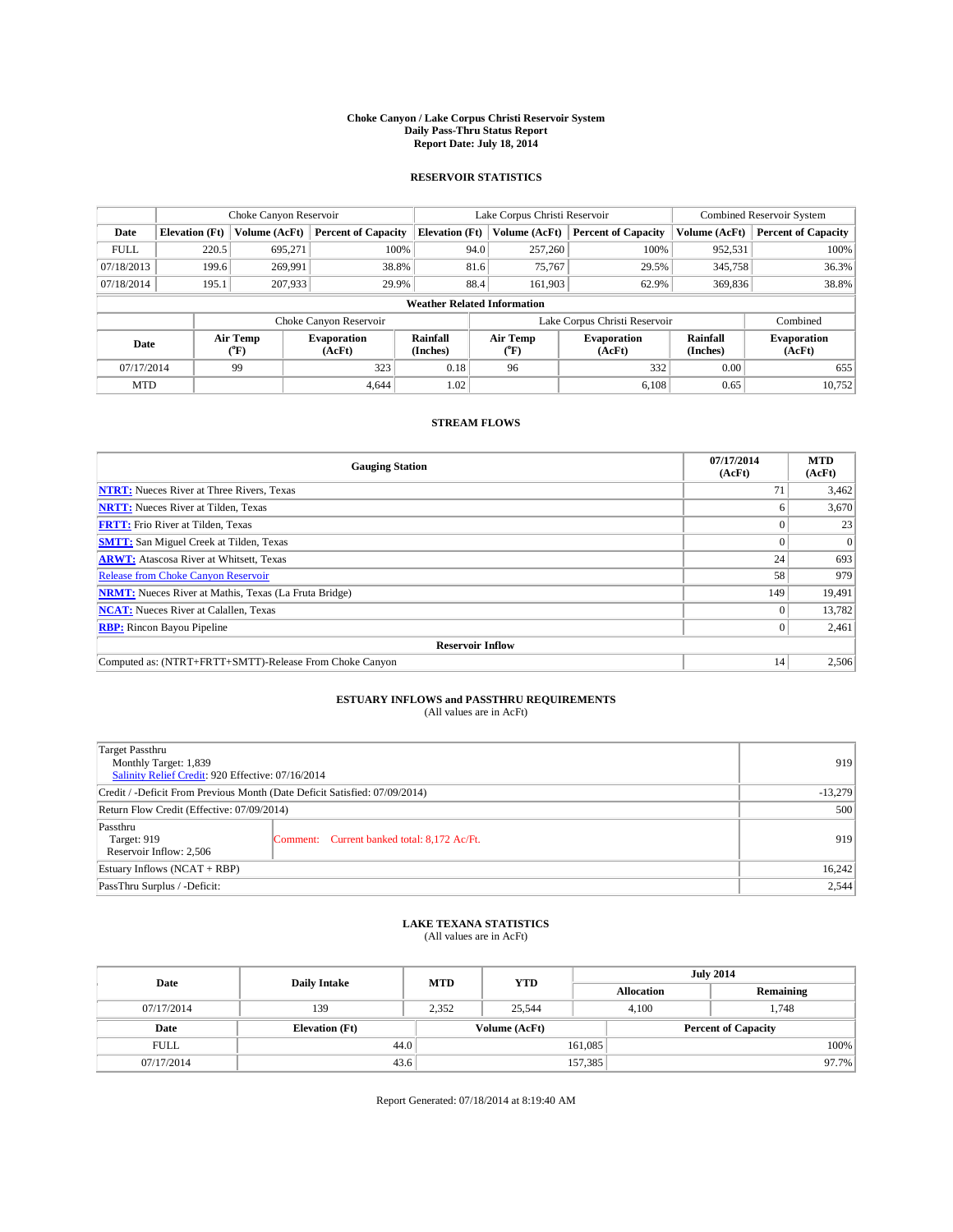# Choke Canyon / Lake Corpus Christi Reservoir System
## Daily Pass-Thru Status Report
## Report Date: July 18, 2014

### RESERVOIR STATISTICS

| | Choke Canyon Reservoir | | | Lake Corpus Christi Reservoir | | | Combined Reservoir System | |
|---|---|---|---|---|---|---|---|---|
| Date | Elevation (Ft) | Volume (AcFt) | Percent of Capacity | Elevation (Ft) | Volume (AcFt) | Percent of Capacity | Volume (AcFt) | Percent of Capacity |
| FULL | 220.5 | 695,271 | 100% | 94.0 | 257,260 | 100% | 952,531 | 100% |
| 07/18/2013 | 199.6 | 269,991 | 38.8% | 81.6 | 75,767 | 29.5% | 345,758 | 36.3% |
| 07/18/2014 | 195.1 | 207,933 | 29.9% | 88.4 | 161,903 | 62.9% | 369,836 | 38.8% |

**Weather Related Information**

| | Choke Canyon Reservoir | | | Lake Corpus Christi Reservoir | | | Combined |
|---|---|---|---|---|---|---|---|
| Date | Air Temp (°F) | Evaporation (AcFt) | Rainfall (Inches) | Air Temp (°F) | Evaporation (AcFt) | Rainfall (Inches) | Evaporation (AcFt) |
| 07/17/2014 | 99 | 323 | 0.18 | 96 | 332 | 0.00 | 655 |
| MTD | | 4,644 | 1.02 | | 6,108 | 0.65 | 10,752 |

### STREAM FLOWS

| Gauging Station | 07/17/2014 (AcFt) | MTD (AcFt) |
|---|---|---|
| NTRT: Nueces River at Three Rivers, Texas | 71 | 3,462 |
| NRTT: Nueces River at Tilden, Texas | 6 | 3,670 |
| FRTT: Frio River at Tilden, Texas | 0 | 23 |
| SMTT: San Miguel Creek at Tilden, Texas | 0 | 0 |
| ARWT: Atascosa River at Whitsett, Texas | 24 | 693 |
| Release from Choke Canyon Reservoir | 58 | 979 |
| NRMT: Nueces River at Mathis, Texas (La Fruta Bridge) | 149 | 19,491 |
| NCAT: Nueces River at Calallen, Texas | 0 | 13,782 |
| RBP: Rincon Bayou Pipeline | 0 | 2,461 |
| **Reservoir Inflow** | | |
| Computed as: (NTRT+FRTT+SMTT)-Release From Choke Canyon | 14 | 2,506 |

### ESTUARY INFLOWS and PASSTHRU REQUIREMENTS
(All values are in AcFt)

| | | |
|---|---|---|
| Target Passthru<br>Monthly Target: 1,839<br>Salinity Relief Credit: 920 Effective: 07/16/2014 | | 919 |
| Credit / -Deficit From Previous Month (Date Deficit Satisfied: 07/09/2014) | | -13,279 |
| Return Flow Credit (Effective: 07/09/2014) | | 500 |
| Passthru<br>Target: 919<br>Reservoir Inflow: 2,506 | Comment: Current banked total: 8,172 Ac/Ft. | 919 |
| Estuary Inflows (NCAT + RBP) | | 16,242 |
| PassThru Surplus / -Deficit: | | 2,544 |

### LAKE TEXANA STATISTICS
(All values are in AcFt)

| Date | Daily Intake | MTD | YTD | July 2014 Allocation | July 2014 Remaining |
|---|---|---|---|---|---|
| 07/17/2014 | 139 | 2,352 | 25,544 | 4,100 | 1,748 |

| Date | Elevation (Ft) | Volume (AcFt) | Percent of Capacity |
|---|---|---|---|
| FULL | 44.0 | 161,085 | 100% |
| 07/17/2014 | 43.6 | 157,385 | 97.7% |

Report Generated: 07/18/2014 at 8:19:40 AM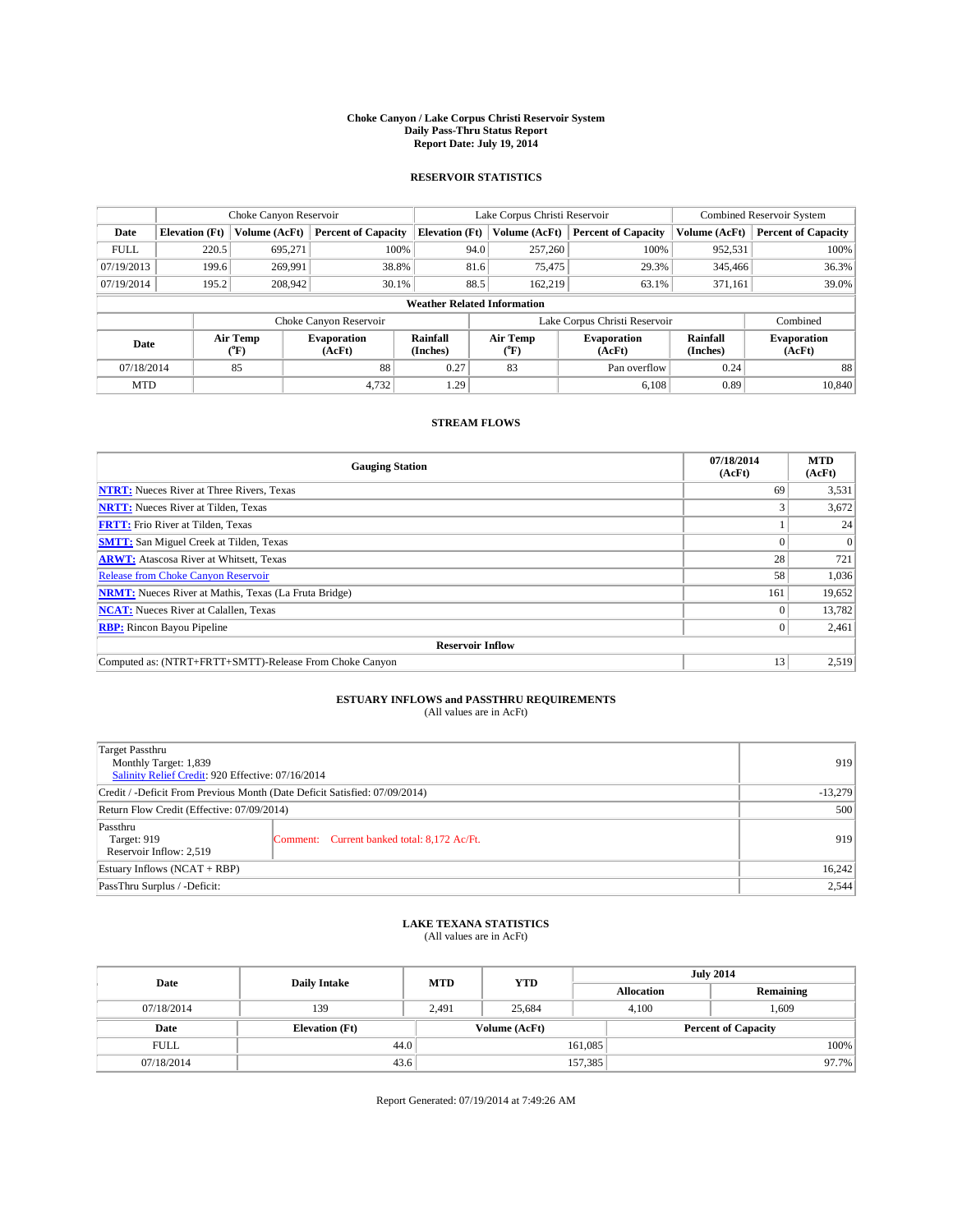# Choke Canyon / Lake Corpus Christi Reservoir System
## Daily Pass-Thru Status Report
## Report Date: July 19, 2014

### RESERVOIR STATISTICS

| | Choke Canyon Reservoir | | | Lake Corpus Christi Reservoir | | | Combined Reservoir System | |
|---|---|---|---|---|---|---|---|---|
| Date | Elevation (Ft) | Volume (AcFt) | Percent of Capacity | Elevation (Ft) | Volume (AcFt) | Percent of Capacity | Volume (AcFt) | Percent of Capacity |
| FULL | 220.5 | 695,271 | 100% | 94.0 | 257,260 | 100% | 952,531 | 100% |
| 07/19/2013 | 199.6 | 269,991 | 38.8% | 81.6 | 75,475 | 29.3% | 345,466 | 36.3% |
| 07/19/2014 | 195.2 | 208,942 | 30.1% | 88.5 | 162,219 | 63.1% | 371,161 | 39.0% |

**Weather Related Information**

| | Choke Canyon Reservoir | | | Lake Corpus Christi Reservoir | | | Combined |
|---|---|---|---|---|---|---|---|
| Date | Air Temp (°F) | Evaporation (AcFt) | Rainfall (Inches) | Air Temp (°F) | Evaporation (AcFt) | Rainfall (Inches) | Evaporation (AcFt) |
| 07/18/2014 | 85 | 88 | 0.27 | 83 | Pan overflow | 0.24 | 88 |
| MTD | | 4,732 | 1.29 | | 6,108 | 0.89 | 10,840 |

### STREAM FLOWS

| Gauging Station | 07/18/2014 (AcFt) | MTD (AcFt) |
|---|---|---|
| **NTRT:** Nueces River at Three Rivers, Texas | 69 | 3,531 |
| **NRTT:** Nueces River at Tilden, Texas | 3 | 3,672 |
| **FRTT:** Frio River at Tilden, Texas | 1 | 24 |
| **SMTT:** San Miguel Creek at Tilden, Texas | 0 | 0 |
| **ARWT:** Atascosa River at Whitsett, Texas | 28 | 721 |
| Release from Choke Canyon Reservoir | 58 | 1,036 |
| **NRMT:** Nueces River at Mathis, Texas (La Fruta Bridge) | 161 | 19,652 |
| **NCAT:** Nueces River at Calallen, Texas | 0 | 13,782 |
| **RBP:** Rincon Bayou Pipeline | 0 | 2,461 |
| **Reservoir Inflow** | | |
| Computed as: (NTRT+FRTT+SMTT)-Release From Choke Canyon | 13 | 2,519 |

### ESTUARY INFLOWS and PASSTHRU REQUIREMENTS
(All values are in AcFt)

| | | |
|---|---|---|
| Target Passthru<br>Monthly Target: 1,839<br>Salinity Relief Credit: 920 Effective: 07/16/2014 | | 919 |
| Credit / -Deficit From Previous Month (Date Deficit Satisfied: 07/09/2014) | | -13,279 |
| Return Flow Credit (Effective: 07/09/2014) | | 500 |
| Passthru<br>Target: 919<br>Reservoir Inflow: 2,519 | Comment: Current banked total: 8,172 Ac/Ft. | 919 |
| Estuary Inflows (NCAT + RBP) | | 16,242 |
| PassThru Surplus / -Deficit: | | 2,544 |

### LAKE TEXANA STATISTICS
(All values are in AcFt)

| Date | Daily Intake | MTD | YTD | July 2014 Allocation | July 2014 Remaining |
|---|---|---|---|---|---|
| 07/18/2014 | 139 | 2,491 | 25,684 | 4,100 | 1,609 |

| Date | Elevation (Ft) | Volume (AcFt) | Percent of Capacity |
|---|---|---|---|
| FULL | 44.0 | 161,085 | 100% |
| 07/18/2014 | 43.6 | 157,385 | 97.7% |

Report Generated: 07/19/2014 at 7:49:26 AM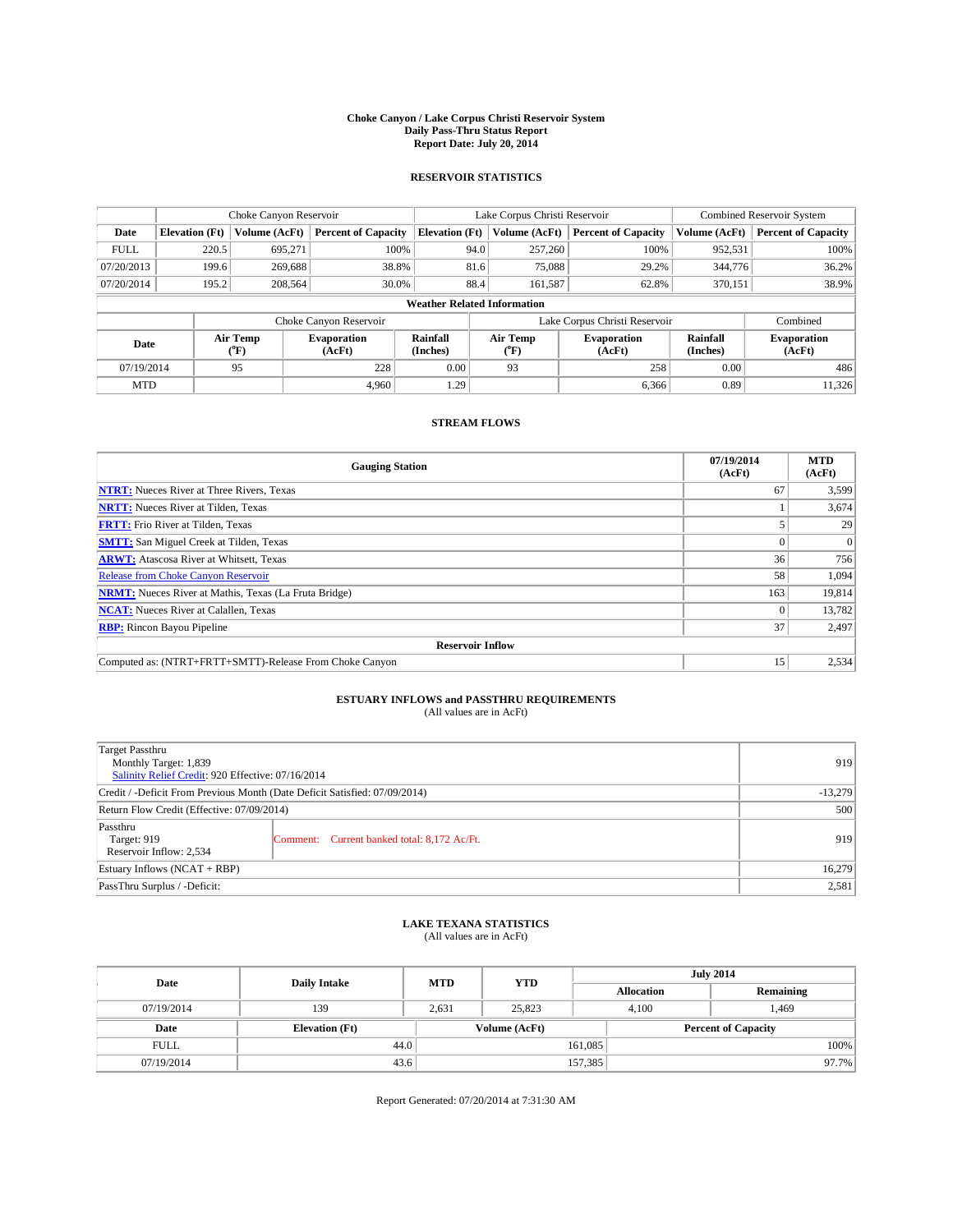# Choke Canyon / Lake Corpus Christi Reservoir System
## Daily Pass-Thru Status Report
## Report Date: July 20, 2014

### RESERVOIR STATISTICS

| | Choke Canyon Reservoir | | | Lake Corpus Christi Reservoir | | | Combined Reservoir System | |
|---|---|---|---|---|---|---|---|---|
| Date | Elevation (Ft) | Volume (AcFt) | Percent of Capacity | Elevation (Ft) | Volume (AcFt) | Percent of Capacity | Volume (AcFt) | Percent of Capacity |
| FULL | 220.5 | 695,271 | 100% | 94.0 | 257,260 | 100% | 952,531 | 100% |
| 07/20/2013 | 199.6 | 269,688 | 38.8% | 81.6 | 75,088 | 29.2% | 344,776 | 36.2% |
| 07/20/2014 | 195.2 | 208,564 | 30.0% | 88.4 | 161,587 | 62.8% | 370,151 | 38.9% |

**Weather Related Information**

| | Choke Canyon Reservoir | | | Lake Corpus Christi Reservoir | | | Combined |
|---|---|---|---|---|---|---|---|
| Date | Air Temp (°F) | Evaporation (AcFt) | Rainfall (Inches) | Air Temp (°F) | Evaporation (AcFt) | Rainfall (Inches) | Evaporation (AcFt) |
| 07/19/2014 | 95 | 228 | 0.00 | 93 | 258 | 0.00 | 486 |
| MTD | | 4,960 | 1.29 | | 6,366 | 0.89 | 11,326 |

### STREAM FLOWS

| Gauging Station | 07/19/2014 (AcFt) | MTD (AcFt) |
|---|---|---|
| **NTRT:** Nueces River at Three Rivers, Texas | 67 | 3,599 |
| **NRTT:** Nueces River at Tilden, Texas | 1 | 3,674 |
| **FRTT:** Frio River at Tilden, Texas | 5 | 29 |
| **SMTT:** San Miguel Creek at Tilden, Texas | 0 | 0 |
| **ARWT:** Atascosa River at Whitsett, Texas | 36 | 756 |
| Release from Choke Canyon Reservoir | 58 | 1,094 |
| **NRMT:** Nueces River at Mathis, Texas (La Fruta Bridge) | 163 | 19,814 |
| **NCAT:** Nueces River at Calallen, Texas | 0 | 13,782 |
| **RBP:** Rincon Bayou Pipeline | 37 | 2,497 |
| **Reservoir Inflow** | | |
| Computed as: (NTRT+FRTT+SMTT)-Release From Choke Canyon | 15 | 2,534 |

### ESTUARY INFLOWS and PASSTHRU REQUIREMENTS
(All values are in AcFt)

| | | |
|---|---|---|
| Target Passthru<br>Monthly Target: 1,839<br>Salinity Relief Credit: 920 Effective: 07/16/2014 | | 919 |
| Credit / -Deficit From Previous Month (Date Deficit Satisfied: 07/09/2014) | | -13,279 |
| Return Flow Credit (Effective: 07/09/2014) | | 500 |
| Passthru<br>Target: 919<br>Reservoir Inflow: 2,534 | Comment: Current banked total: 8,172 Ac/Ft. | 919 |
| Estuary Inflows (NCAT + RBP) | | 16,279 |
| PassThru Surplus / -Deficit: | | 2,581 |

### LAKE TEXANA STATISTICS
(All values are in AcFt)

| Date | Daily Intake | MTD | YTD | July 2014 Allocation | July 2014 Remaining |
|---|---|---|---|---|---|
| 07/19/2014 | 139 | 2,631 | 25,823 | 4,100 | 1,469 |

| Date | Elevation (Ft) | Volume (AcFt) | Percent of Capacity |
|---|---|---|---|
| FULL | 44.0 | 161,085 | 100% |
| 07/19/2014 | 43.6 | 157,385 | 97.7% |

Report Generated: 07/20/2014 at 7:31:30 AM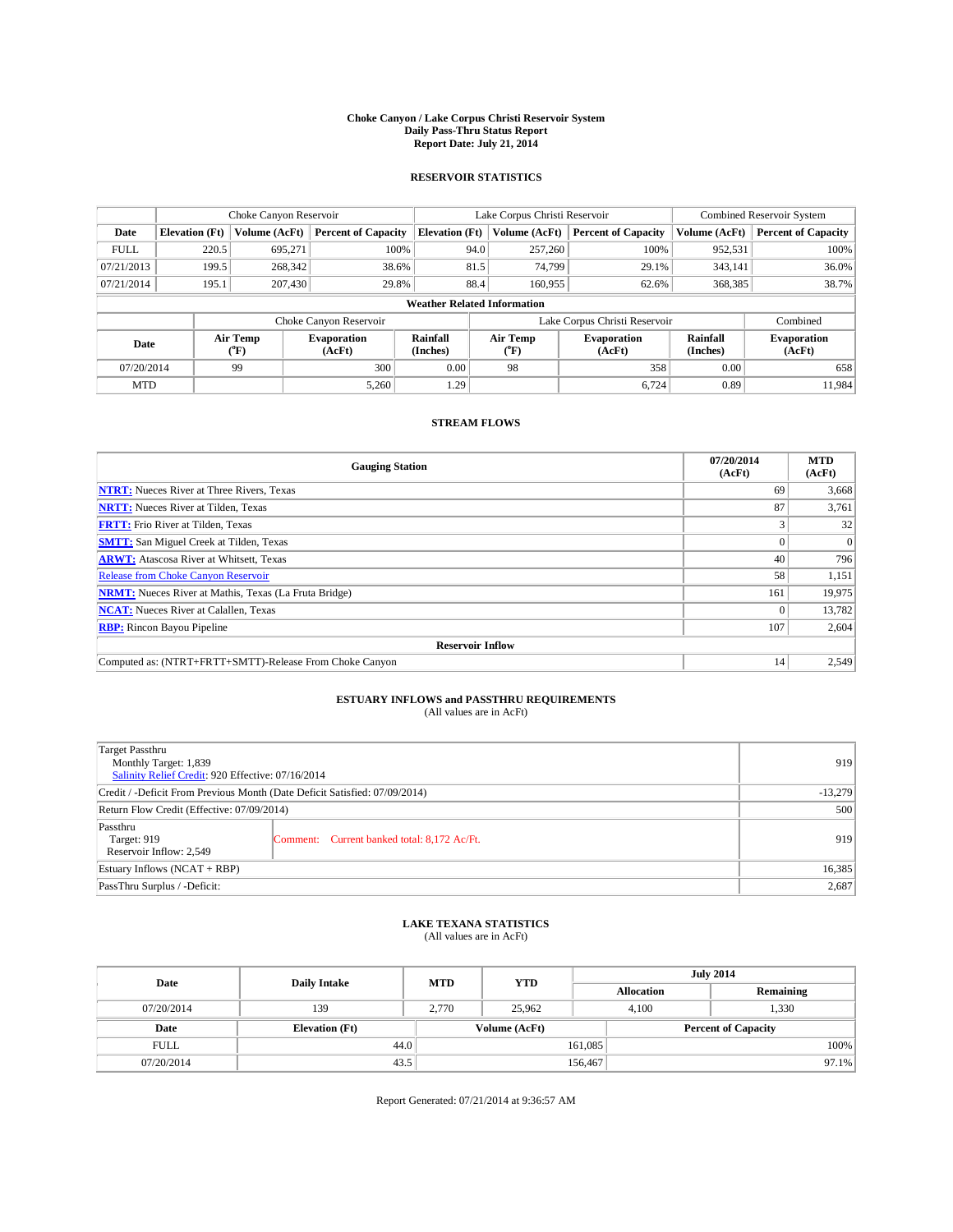# Choke Canyon / Lake Corpus Christi Reservoir System
## Daily Pass-Thru Status Report
## Report Date: July 21, 2014

### RESERVOIR STATISTICS

| | Choke Canyon Reservoir | | | Lake Corpus Christi Reservoir | | | Combined Reservoir System | |
|---|---|---|---|---|---|---|---|---|
| Date | Elevation (Ft) | Volume (AcFt) | Percent of Capacity | Elevation (Ft) | Volume (AcFt) | Percent of Capacity | Volume (AcFt) | Percent of Capacity |
| FULL | 220.5 | 695,271 | 100% | 94.0 | 257,260 | 100% | 952,531 | 100% |
| 07/21/2013 | 199.5 | 268,342 | 38.6% | 81.5 | 74,799 | 29.1% | 343,141 | 36.0% |
| 07/21/2014 | 195.1 | 207,430 | 29.8% | 88.4 | 160,955 | 62.6% | 368,385 | 38.7% |

**Weather Related Information**

| | Choke Canyon Reservoir | | | Lake Corpus Christi Reservoir | | | Combined |
|---|---|---|---|---|---|---|---|
| Date | Air Temp (°F) | Evaporation (AcFt) | Rainfall (Inches) | Air Temp (°F) | Evaporation (AcFt) | Rainfall (Inches) | Evaporation (AcFt) |
| 07/20/2014 | 99 | 300 | 0.00 | 98 | 358 | 0.00 | 658 |
| MTD | | 5,260 | 1.29 | | 6,724 | 0.89 | 11,984 |

### STREAM FLOWS

| Gauging Station | 07/20/2014 (AcFt) | MTD (AcFt) |
|---|---|---|
| NTRT: Nueces River at Three Rivers, Texas | 69 | 3,668 |
| NRTT: Nueces River at Tilden, Texas | 87 | 3,761 |
| FRTT: Frio River at Tilden, Texas | 3 | 32 |
| SMTT: San Miguel Creek at Tilden, Texas | 0 | 0 |
| ARWT: Atascosa River at Whitsett, Texas | 40 | 796 |
| Release from Choke Canyon Reservoir | 58 | 1,151 |
| NRMT: Nueces River at Mathis, Texas (La Fruta Bridge) | 161 | 19,975 |
| NCAT: Nueces River at Calallen, Texas | 0 | 13,782 |
| RBP: Rincon Bayou Pipeline | 107 | 2,604 |
| **Reservoir Inflow** | | |
| Computed as: (NTRT+FRTT+SMTT)-Release From Choke Canyon | 14 | 2,549 |

### ESTUARY INFLOWS and PASSTHRU REQUIREMENTS
(All values are in AcFt)

| | | |
|---|---|---|
| Target Passthru<br>Monthly Target: 1,839<br>Salinity Relief Credit: 920 Effective: 07/16/2014 | | 919 |
| Credit / -Deficit From Previous Month (Date Deficit Satisfied: 07/09/2014) | | -13,279 |
| Return Flow Credit (Effective: 07/09/2014) | | 500 |
| Passthru<br>Target: 919<br>Reservoir Inflow: 2,549 | Comment: Current banked total: 8,172 Ac/Ft. | 919 |
| Estuary Inflows (NCAT + RBP) | | 16,385 |
| PassThru Surplus / -Deficit: | | 2,687 |

### LAKE TEXANA STATISTICS
(All values are in AcFt)

| Date | Daily Intake | MTD | YTD | July 2014 Allocation | July 2014 Remaining |
|---|---|---|---|---|---|
| 07/20/2014 | 139 | 2,770 | 25,962 | 4,100 | 1,330 |

| Date | Elevation (Ft) | Volume (AcFt) | Percent of Capacity |
|---|---|---|---|
| FULL | 44.0 | 161,085 | 100% |
| 07/20/2014 | 43.5 | 156,467 | 97.1% |

Report Generated: 07/21/2014 at 9:36:57 AM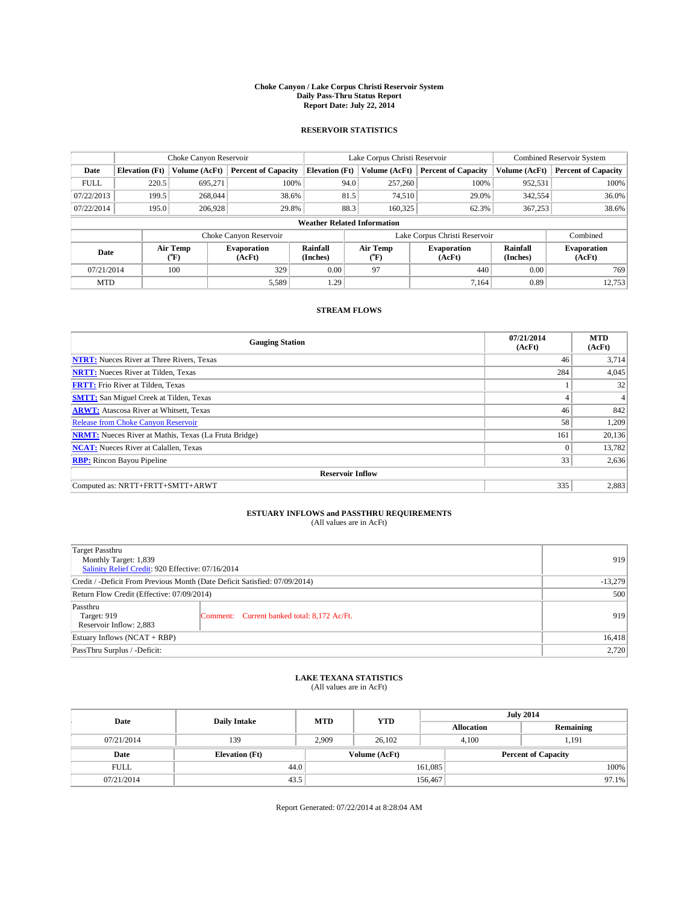# Choke Canyon / Lake Corpus Christi Reservoir System
## Daily Pass-Thru Status Report
### Report Date: July 22, 2014

## RESERVOIR STATISTICS

| | Choke Canyon Reservoir | | | Lake Corpus Christi Reservoir | | | Combined Reservoir System | |
|---|---|---|---|---|---|---|---|---|
| Date | Elevation (Ft) | Volume (AcFt) | Percent of Capacity | Elevation (Ft) | Volume (AcFt) | Percent of Capacity | Volume (AcFt) | Percent of Capacity |
| FULL | 220.5 | 695,271 | 100% | 94.0 | 257,260 | 100% | 952,531 | 100% |
| 07/22/2013 | 199.5 | 268,044 | 38.6% | 81.5 | 74,510 | 29.0% | 342,554 | 36.0% |
| 07/22/2014 | 195.0 | 206,928 | 29.8% | 88.3 | 160,325 | 62.3% | 367,253 | 38.6% |

### Weather Related Information

| | Choke Canyon Reservoir | | | Lake Corpus Christi Reservoir | | | Combined |
|---|---|---|---|---|---|---|---|
| Date | Air Temp (°F) | Evaporation (AcFt) | Rainfall (Inches) | Air Temp (°F) | Evaporation (AcFt) | Rainfall (Inches) | Evaporation (AcFt) |
| 07/21/2014 | 100 | 329 | 0.00 | 97 | 440 | 0.00 | 769 |
| MTD | | 5,589 | 1.29 | | 7,164 | 0.89 | 12,753 |

## STREAM FLOWS

| Gauging Station | 07/21/2014 (AcFt) | MTD (AcFt) |
|---|---|---|
| NTRT: Nueces River at Three Rivers, Texas | 46 | 3,714 |
| NRTT: Nueces River at Tilden, Texas | 284 | 4,045 |
| FRTT: Frio River at Tilden, Texas | 1 | 32 |
| SMTT: San Miguel Creek at Tilden, Texas | 4 | 4 |
| ARWT: Atascosa River at Whitsett, Texas | 46 | 842 |
| Release from Choke Canyon Reservoir | 58 | 1,209 |
| NRMT: Nueces River at Mathis, Texas (La Fruta Bridge) | 161 | 20,136 |
| NCAT: Nueces River at Calallen, Texas | 0 | 13,782 |
| RBP: Rincon Bayou Pipeline | 33 | 2,636 |
| **Reservoir Inflow** | | |
| Computed as: NRTT+FRTT+SMTT+ARWT | 335 | 2,883 |

## ESTUARY INFLOWS and PASSTHRU REQUIREMENTS
(All values are in AcFt)

| | | |
|---|---|---|
| Target Passthru<br>Monthly Target: 1,839<br>Salinity Relief Credit: 920 Effective: 07/16/2014 | | 919 |
| Credit / -Deficit From Previous Month (Date Deficit Satisfied: 07/09/2014) | | -13,279 |
| Return Flow Credit (Effective: 07/09/2014) | | 500 |
| Passthru<br>Target: 919<br>Reservoir Inflow: 2,883 | Comment: Current banked total: 8,172 Ac/Ft. | 919 |
| Estuary Inflows (NCAT + RBP) | | 16,418 |
| PassThru Surplus / -Deficit: | | 2,720 |

## LAKE TEXANA STATISTICS
(All values are in AcFt)

| Date | Daily Intake | MTD | YTD | July 2014 Allocation | July 2014 Remaining |
|---|---|---|---|---|---|
| 07/21/2014 | 139 | 2,909 | 26,102 | 4,100 | 1,191 |

| Date | Elevation (Ft) | Volume (AcFt) | Percent of Capacity |
|---|---|---|---|
| FULL | 44.0 | 161,085 | 100% |
| 07/21/2014 | 43.5 | 156,467 | 97.1% |

Report Generated: 07/22/2014 at 8:28:04 AM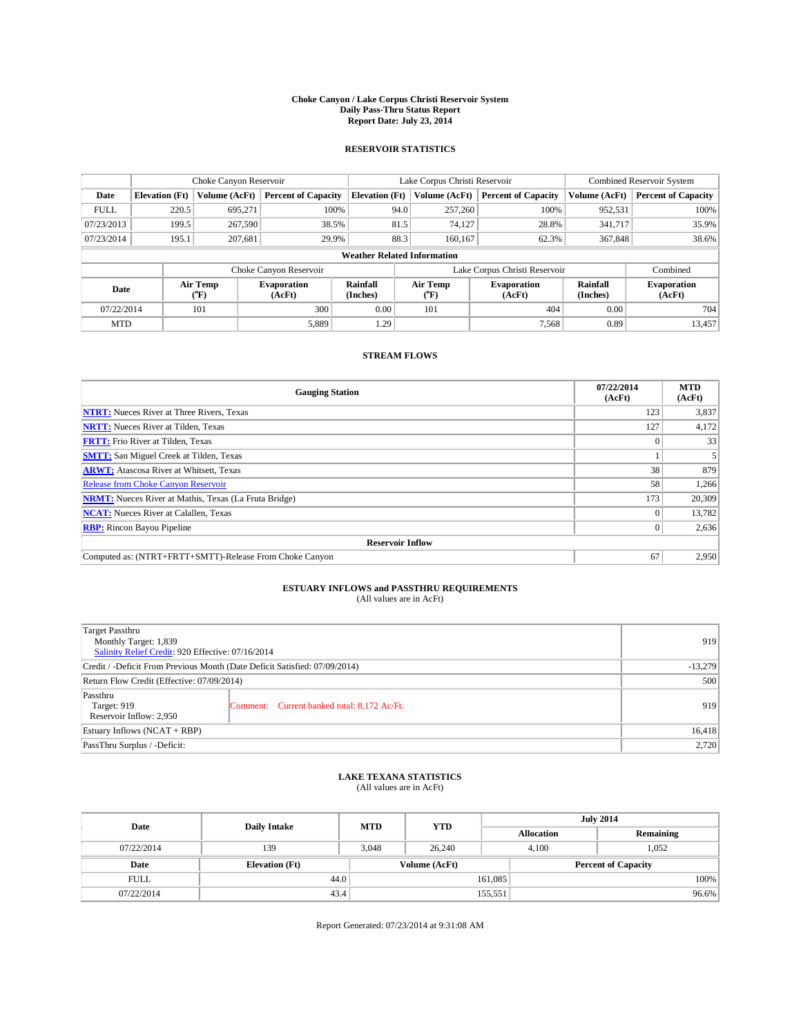# Choke Canyon / Lake Corpus Christi Reservoir System
## Daily Pass-Thru Status Report
## Report Date: July 23, 2014

### RESERVOIR STATISTICS

| | Choke Canyon Reservoir | | | Lake Corpus Christi Reservoir | | | Combined Reservoir System | |
|---|---|---|---|---|---|---|---|---|
| Date | Elevation (Ft) | Volume (AcFt) | Percent of Capacity | Elevation (Ft) | Volume (AcFt) | Percent of Capacity | Volume (AcFt) | Percent of Capacity |
| FULL | 220.5 | 695,271 | 100% | 94.0 | 257,260 | 100% | 952,531 | 100% |
| 07/23/2013 | 199.5 | 267,590 | 38.5% | 81.5 | 74,127 | 28.8% | 341,717 | 35.9% |
| 07/23/2014 | 195.1 | 207,681 | 29.9% | 88.3 | 160,167 | 62.3% | 367,848 | 38.6% |

**Weather Related Information**

| | Choke Canyon Reservoir | | | Lake Corpus Christi Reservoir | | | Combined |
|---|---|---|---|---|---|---|---|
| Date | Air Temp (°F) | Evaporation (AcFt) | Rainfall (Inches) | Air Temp (°F) | Evaporation (AcFt) | Rainfall (Inches) | Evaporation (AcFt) |
| 07/22/2014 | 101 | 300 | 0.00 | 101 | 404 | 0.00 | 704 |
| MTD | | 5,889 | 1.29 | | 7,568 | 0.89 | 13,457 |

### STREAM FLOWS

| Gauging Station | 07/22/2014 (AcFt) | MTD (AcFt) |
|---|---|---|
| NTRT: Nueces River at Three Rivers, Texas | 123 | 3,837 |
| NRTT: Nueces River at Tilden, Texas | 127 | 4,172 |
| FRTT: Frio River at Tilden, Texas | 0 | 33 |
| SMTT: San Miguel Creek at Tilden, Texas | 1 | 5 |
| ARWT: Atascosa River at Whitsett, Texas | 38 | 879 |
| Release from Choke Canyon Reservoir | 58 | 1,266 |
| NRMT: Nueces River at Mathis, Texas (La Fruta Bridge) | 173 | 20,309 |
| NCAT: Nueces River at Calallen, Texas | 0 | 13,782 |
| RBP: Rincon Bayou Pipeline | 0 | 2,636 |
| **Reservoir Inflow** | | |
| Computed as: (NTRT+FRTT+SMTT)-Release From Choke Canyon | 67 | 2,950 |

### ESTUARY INFLOWS and PASSTHRU REQUIREMENTS
(All values are in AcFt)

| | | |
|---|---|---|
| Target Passthru<br>Monthly Target: 1,839<br>Salinity Relief Credit: 920 Effective: 07/16/2014 | | 919 |
| Credit / -Deficit From Previous Month (Date Deficit Satisfied: 07/09/2014) | | -13,279 |
| Return Flow Credit (Effective: 07/09/2014) | | 500 |
| Passthru<br>Target: 919<br>Reservoir Inflow: 2,950 | Comment: Current banked total: 8,172 Ac/Ft. | 919 |
| Estuary Inflows (NCAT + RBP) | | 16,418 |
| PassThru Surplus / -Deficit: | | 2,720 |

### LAKE TEXANA STATISTICS
(All values are in AcFt)

| Date | Daily Intake | MTD | YTD | July 2014 Allocation | July 2014 Remaining |
|---|---|---|---|---|---|
| 07/22/2014 | 139 | 3,048 | 26,240 | 4,100 | 1,052 |

| Date | Elevation (Ft) | Volume (AcFt) | Percent of Capacity |
|---|---|---|---|
| FULL | 44.0 | 161,085 | 100% |
| 07/22/2014 | 43.4 | 155,551 | 96.6% |

Report Generated: 07/23/2014 at 9:31:08 AM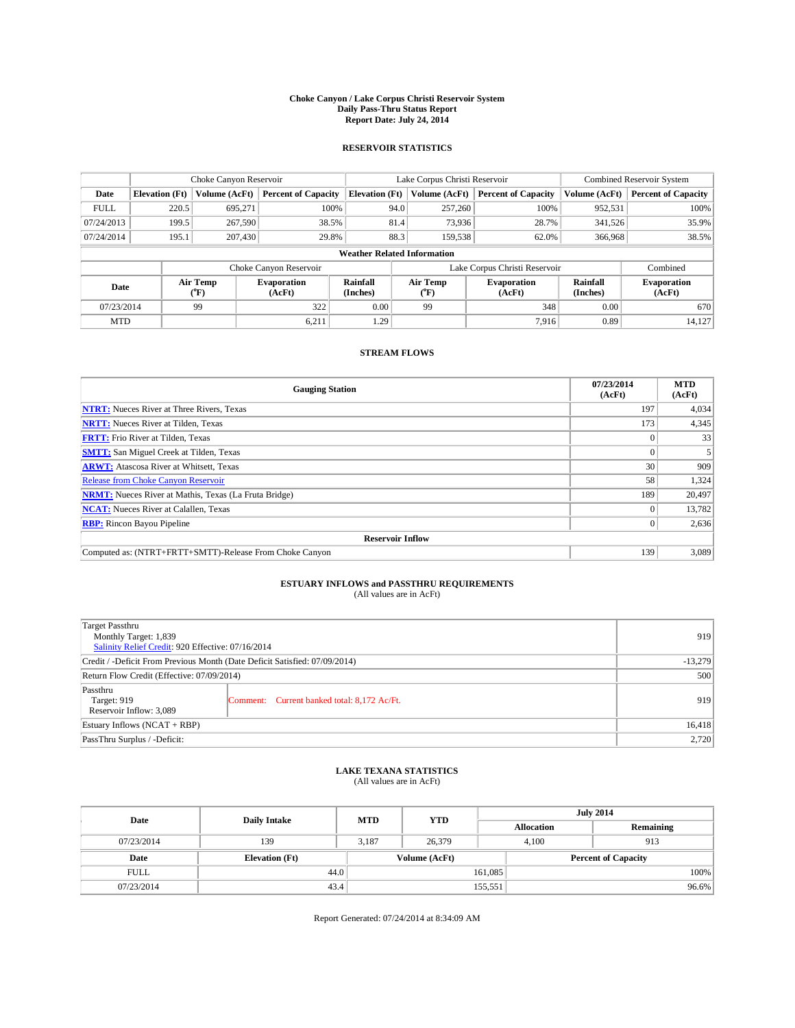**Choke Canyon / Lake Corpus Christi Reservoir System**
**Daily Pass-Thru Status Report**
**Report Date: July 24, 2014**

### RESERVOIR STATISTICS

| | Choke Canyon Reservoir | | | Lake Corpus Christi Reservoir | | | Combined Reservoir System | |
|---|---|---|---|---|---|---|---|---|
| **Date** | **Elevation (Ft)** | **Volume (AcFt)** | **Percent of Capacity** | **Elevation (Ft)** | **Volume (AcFt)** | **Percent of Capacity** | **Volume (AcFt)** | **Percent of Capacity** |
| FULL | 220.5 | 695,271 | 100% | 94.0 | 257,260 | 100% | 952,531 | 100% |
| 07/24/2013 | 199.5 | 267,590 | 38.5% | 81.4 | 73,936 | 28.7% | 341,526 | 35.9% |
| 07/24/2014 | 195.1 | 207,430 | 29.8% | 88.3 | 159,538 | 62.0% | 366,968 | 38.5% |

**Weather Related Information**

| | Choke Canyon Reservoir | | | Lake Corpus Christi Reservoir | | | Combined |
|---|---|---|---|---|---|---|---|
| **Date** | **Air Temp (°F)** | **Evaporation (AcFt)** | **Rainfall (Inches)** | **Air Temp (°F)** | **Evaporation (AcFt)** | **Rainfall (Inches)** | **Evaporation (AcFt)** |
| 07/23/2014 | 99 | 322 | 0.00 | 99 | 348 | 0.00 | 670 |
| MTD | | 6,211 | 1.29 | | 7,916 | 0.89 | 14,127 |

### STREAM FLOWS

| Gauging Station | 07/23/2014 (AcFt) | MTD (AcFt) |
|---|---|---|
| **NTRT:** Nueces River at Three Rivers, Texas | 197 | 4,034 |
| **NRTT:** Nueces River at Tilden, Texas | 173 | 4,345 |
| **FRTT:** Frio River at Tilden, Texas | 0 | 33 |
| **SMTT:** San Miguel Creek at Tilden, Texas | 0 | 5 |
| **ARWT:** Atascosa River at Whitsett, Texas | 30 | 909 |
| Release from Choke Canyon Reservoir | 58 | 1,324 |
| **NRMT:** Nueces River at Mathis, Texas (La Fruta Bridge) | 189 | 20,497 |
| **NCAT:** Nueces River at Calallen, Texas | 0 | 13,782 |
| **RBP:** Rincon Bayou Pipeline | 0 | 2,636 |
| **Reservoir Inflow** | | |
| Computed as: (NTRT+FRTT+SMTT)-Release From Choke Canyon | 139 | 3,089 |

### ESTUARY INFLOWS and PASSTHRU REQUIREMENTS
(All values are in AcFt)

| | | |
|---|---|---|
| Target Passthru<br>Monthly Target: 1,839<br>Salinity Relief Credit: 920 Effective: 07/16/2014 | | 919 |
| Credit / -Deficit From Previous Month (Date Deficit Satisfied: 07/09/2014) | | -13,279 |
| Return Flow Credit (Effective: 07/09/2014) | | 500 |
| Passthru<br>Target: 919<br>Reservoir Inflow: 3,089 | Comment: Current banked total: 8,172 Ac/Ft. | 919 |
| Estuary Inflows (NCAT + RBP) | | 16,418 |
| PassThru Surplus / -Deficit: | | 2,720 |

### LAKE TEXANA STATISTICS
(All values are in AcFt)

| Date | Daily Intake | MTD | YTD | July 2014 Allocation | July 2014 Remaining |
|---|---|---|---|---|---|
| 07/23/2014 | 139 | 3,187 | 26,379 | 4,100 | 913 |

| Date | Elevation (Ft) | Volume (AcFt) | Percent of Capacity |
|---|---|---|---|
| FULL | 44.0 | 161,085 | 100% |
| 07/23/2014 | 43.4 | 155,551 | 96.6% |

Report Generated: 07/24/2014 at 8:34:09 AM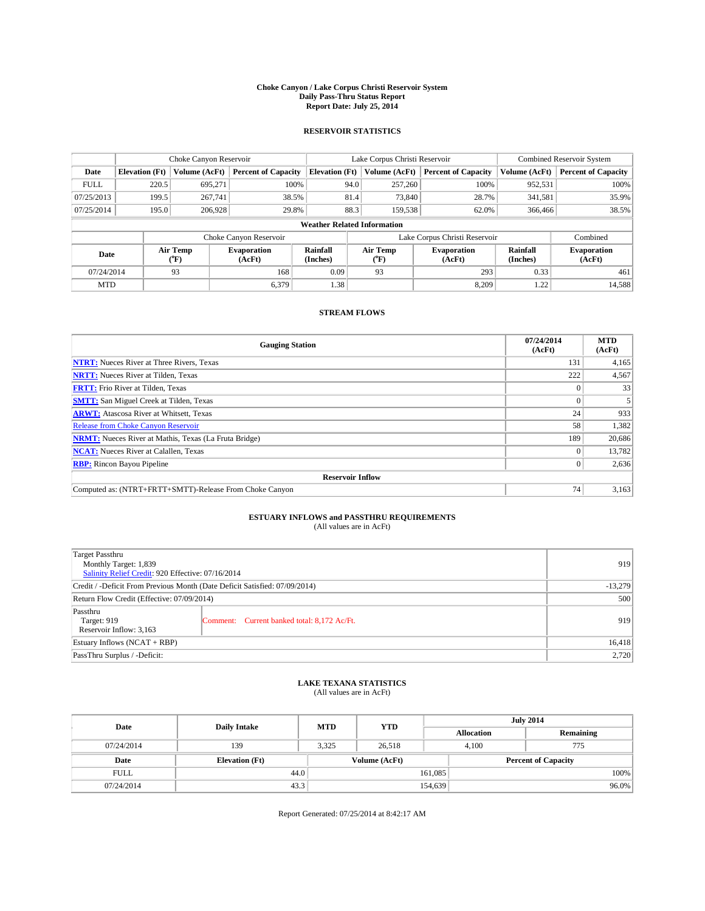**Choke Canyon / Lake Corpus Christi Reservoir System**
**Daily Pass-Thru Status Report**
**Report Date: July 25, 2014**

### RESERVOIR STATISTICS

| | Choke Canyon Reservoir | | | Lake Corpus Christi Reservoir | | | Combined Reservoir System | |
|---|---|---|---|---|---|---|---|---|
| Date | Elevation (Ft) | Volume (AcFt) | Percent of Capacity | Elevation (Ft) | Volume (AcFt) | Percent of Capacity | Volume (AcFt) | Percent of Capacity |
| FULL | 220.5 | 695,271 | 100% | 94.0 | 257,260 | 100% | 952,531 | 100% |
| 07/25/2013 | 199.5 | 267,741 | 38.5% | 81.4 | 73,840 | 28.7% | 341,581 | 35.9% |
| 07/25/2014 | 195.0 | 206,928 | 29.8% | 88.3 | 159,538 | 62.0% | 366,466 | 38.5% |

**Weather Related Information**

| | Choke Canyon Reservoir | | | Lake Corpus Christi Reservoir | | | Combined |
|---|---|---|---|---|---|---|---|
| Date | Air Temp (°F) | Evaporation (AcFt) | Rainfall (Inches) | Air Temp (°F) | Evaporation (AcFt) | Rainfall (Inches) | Evaporation (AcFt) |
| 07/24/2014 | 93 | 168 | 0.09 | 93 | 293 | 0.33 | 461 |
| MTD | | 6,379 | 1.38 | | 8,209 | 1.22 | 14,588 |

### STREAM FLOWS

| Gauging Station | 07/24/2014 (AcFt) | MTD (AcFt) |
|---|---|---|
| NTRT: Nueces River at Three Rivers, Texas | 131 | 4,165 |
| NRTT: Nueces River at Tilden, Texas | 222 | 4,567 |
| FRTT: Frio River at Tilden, Texas | 0 | 33 |
| SMTT: San Miguel Creek at Tilden, Texas | 0 | 5 |
| ARWT: Atascosa River at Whitsett, Texas | 24 | 933 |
| Release from Choke Canyon Reservoir | 58 | 1,382 |
| NRMT: Nueces River at Mathis, Texas (La Fruta Bridge) | 189 | 20,686 |
| NCAT: Nueces River at Calallen, Texas | 0 | 13,782 |
| RBP: Rincon Bayou Pipeline | 0 | 2,636 |
| **Reservoir Inflow** | | |
| Computed as: (NTRT+FRTT+SMTT)-Release From Choke Canyon | 74 | 3,163 |

### ESTUARY INFLOWS and PASSTHRU REQUIREMENTS
(All values are in AcFt)

| | | |
|---|---|---|
| Target Passthru<br>Monthly Target: 1,839<br>Salinity Relief Credit: 920 Effective: 07/16/2014 | | 919 |
| Credit / -Deficit From Previous Month (Date Deficit Satisfied: 07/09/2014) | | -13,279 |
| Return Flow Credit (Effective: 07/09/2014) | | 500 |
| Passthru<br>Target: 919<br>Reservoir Inflow: 3,163 | Comment: Current banked total: 8,172 Ac/Ft. | 919 |
| Estuary Inflows (NCAT + RBP) | | 16,418 |
| PassThru Surplus / -Deficit: | | 2,720 |

### LAKE TEXANA STATISTICS
(All values are in AcFt)

| Date | Daily Intake | MTD | YTD | July 2014 Allocation | July 2014 Remaining |
|---|---|---|---|---|---|
| 07/24/2014 | 139 | 3,325 | 26,518 | 4,100 | 775 |

| Date | Elevation (Ft) | Volume (AcFt) | Percent of Capacity |
|---|---|---|---|
| FULL | 44.0 | 161,085 | 100% |
| 07/24/2014 | 43.3 | 154,639 | 96.0% |

Report Generated: 07/25/2014 at 8:42:17 AM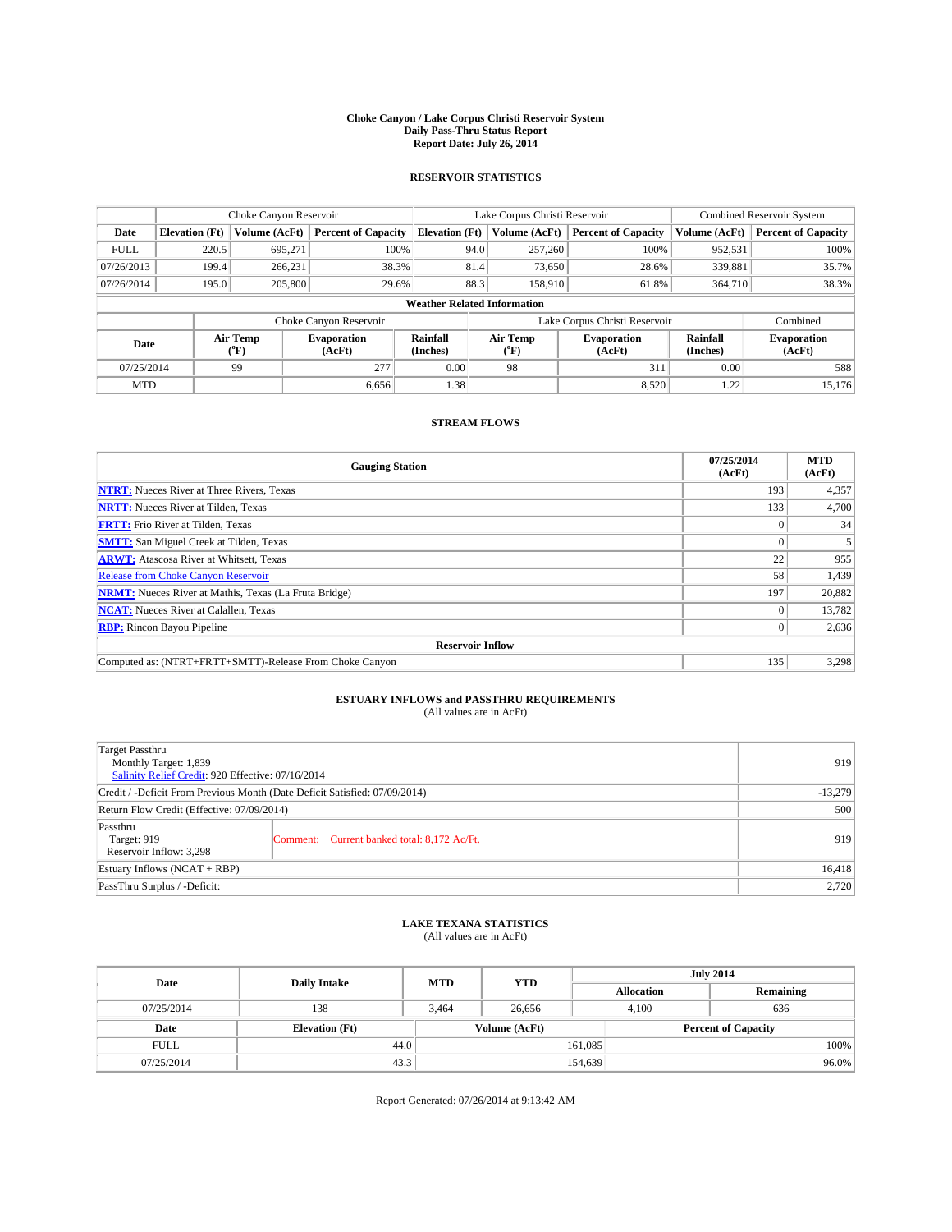# Choke Canyon / Lake Corpus Christi Reservoir System
## Daily Pass-Thru Status Report
## Report Date: July 26, 2014

### RESERVOIR STATISTICS

| | Choke Canyon Reservoir | | | Lake Corpus Christi Reservoir | | | Combined Reservoir System | |
|---|---|---|---|---|---|---|---|---|
| Date | Elevation (Ft) | Volume (AcFt) | Percent of Capacity | Elevation (Ft) | Volume (AcFt) | Percent of Capacity | Volume (AcFt) | Percent of Capacity |
| FULL | 220.5 | 695,271 | 100% | 94.0 | 257,260 | 100% | 952,531 | 100% |
| 07/26/2013 | 199.4 | 266,231 | 38.3% | 81.4 | 73,650 | 28.6% | 339,881 | 35.7% |
| 07/26/2014 | 195.0 | 205,800 | 29.6% | 88.3 | 158,910 | 61.8% | 364,710 | 38.3% |

**Weather Related Information**

| | Choke Canyon Reservoir | | | Lake Corpus Christi Reservoir | | | Combined |
|---|---|---|---|---|---|---|---|
| Date | Air Temp (°F) | Evaporation (AcFt) | Rainfall (Inches) | Air Temp (°F) | Evaporation (AcFt) | Rainfall (Inches) | Evaporation (AcFt) |
| 07/25/2014 | 99 | 277 | 0.00 | 98 | 311 | 0.00 | 588 |
| MTD | | 6,656 | 1.38 | | 8,520 | 1.22 | 15,176 |

### STREAM FLOWS

| Gauging Station | 07/25/2014 (AcFt) | MTD (AcFt) |
|---|---|---|
| NTRT: Nueces River at Three Rivers, Texas | 193 | 4,357 |
| NRTT: Nueces River at Tilden, Texas | 133 | 4,700 |
| FRTT: Frio River at Tilden, Texas | 0 | 34 |
| SMTT: San Miguel Creek at Tilden, Texas | 0 | 5 |
| ARWT: Atascosa River at Whitsett, Texas | 22 | 955 |
| Release from Choke Canyon Reservoir | 58 | 1,439 |
| NRMT: Nueces River at Mathis, Texas (La Fruta Bridge) | 197 | 20,882 |
| NCAT: Nueces River at Calallen, Texas | 0 | 13,782 |
| RBP: Rincon Bayou Pipeline | 0 | 2,636 |
| **Reservoir Inflow** | | |
| Computed as: (NTRT+FRTT+SMTT)-Release From Choke Canyon | 135 | 3,298 |

### ESTUARY INFLOWS and PASSTHRU REQUIREMENTS
(All values are in AcFt)

| | | |
|---|---|---|
| Target Passthru<br>Monthly Target: 1,839<br>Salinity Relief Credit: 920 Effective: 07/16/2014 | | 919 |
| Credit / -Deficit From Previous Month (Date Deficit Satisfied: 07/09/2014) | | -13,279 |
| Return Flow Credit (Effective: 07/09/2014) | | 500 |
| Passthru<br>Target: 919<br>Reservoir Inflow: 3,298 | Comment: Current banked total: 8,172 Ac/Ft. | 919 |
| Estuary Inflows (NCAT + RBP) | | 16,418 |
| PassThru Surplus / -Deficit: | | 2,720 |

### LAKE TEXANA STATISTICS
(All values are in AcFt)

| Date | Daily Intake | MTD | YTD | July 2014 Allocation | July 2014 Remaining |
|---|---|---|---|---|---|
| 07/25/2014 | 138 | 3,464 | 26,656 | 4,100 | 636 |

| Date | Elevation (Ft) | Volume (AcFt) | Percent of Capacity |
|---|---|---|---|
| FULL | 44.0 | 161,085 | 100% |
| 07/25/2014 | 43.3 | 154,639 | 96.0% |

Report Generated: 07/26/2014 at 9:13:42 AM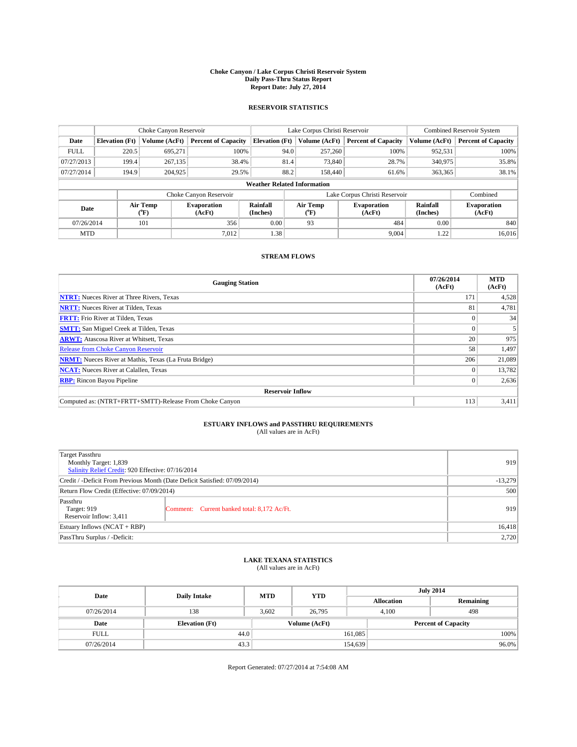**Choke Canyon / Lake Corpus Christi Reservoir System**
**Daily Pass-Thru Status Report**
**Report Date: July 27, 2014**

### RESERVOIR STATISTICS

| | Choke Canyon Reservoir | | | Lake Corpus Christi Reservoir | | | Combined Reservoir System | |
|---|---|---|---|---|---|---|---|---|
| **Date** | **Elevation (Ft)** | **Volume (AcFt)** | **Percent of Capacity** | **Elevation (Ft)** | **Volume (AcFt)** | **Percent of Capacity** | **Volume (AcFt)** | **Percent of Capacity** |
| FULL | 220.5 | 695,271 | 100% | 94.0 | 257,260 | 100% | 952,531 | 100% |
| 07/27/2013 | 199.4 | 267,135 | 38.4% | 81.4 | 73,840 | 28.7% | 340,975 | 35.8% |
| 07/27/2014 | 194.9 | 204,925 | 29.5% | 88.2 | 158,440 | 61.6% | 363,365 | 38.1% |

**Weather Related Information**

| | Choke Canyon Reservoir | | | Lake Corpus Christi Reservoir | | | Combined |
|---|---|---|---|---|---|---|---|
| **Date** | **Air Temp (°F)** | **Evaporation (AcFt)** | **Rainfall (Inches)** | **Air Temp (°F)** | **Evaporation (AcFt)** | **Rainfall (Inches)** | **Evaporation (AcFt)** |
| 07/26/2014 | 101 | 356 | 0.00 | 93 | 484 | 0.00 | 840 |
| MTD | | 7,012 | 1.38 | | 9,004 | 1.22 | 16,016 |

### STREAM FLOWS

| Gauging Station | 07/26/2014 (AcFt) | MTD (AcFt) |
|---|---|---|
| **NTRT:** Nueces River at Three Rivers, Texas | 171 | 4,528 |
| **NRTT:** Nueces River at Tilden, Texas | 81 | 4,781 |
| **FRTT:** Frio River at Tilden, Texas | 0 | 34 |
| **SMTT:** San Miguel Creek at Tilden, Texas | 0 | 5 |
| **ARWT:** Atascosa River at Whitsett, Texas | 20 | 975 |
| Release from Choke Canyon Reservoir | 58 | 1,497 |
| **NRMT:** Nueces River at Mathis, Texas (La Fruta Bridge) | 206 | 21,089 |
| **NCAT:** Nueces River at Calallen, Texas | 0 | 13,782 |
| **RBP:** Rincon Bayou Pipeline | 0 | 2,636 |
| **Reservoir Inflow** | | |
| Computed as: (NTRT+FRTT+SMTT)-Release From Choke Canyon | 113 | 3,411 |

### ESTUARY INFLOWS and PASSTHRU REQUIREMENTS
(All values are in AcFt)

| | |
|---|---|
| Target Passthru<br>Monthly Target: 1,839<br>Salinity Relief Credit: 920 Effective: 07/16/2014 | 919 |
| Credit / -Deficit From Previous Month (Date Deficit Satisfied: 07/09/2014) | -13,279 |
| Return Flow Credit (Effective: 07/09/2014) | 500 |
| Passthru<br>Target: 919<br>Reservoir Inflow: 3,411 — Comment: Current banked total: 8,172 Ac/Ft. | 919 |
| Estuary Inflows (NCAT + RBP) | 16,418 |
| PassThru Surplus / -Deficit: | 2,720 |

### LAKE TEXANA STATISTICS
(All values are in AcFt)

| Date | Daily Intake | MTD | YTD | July 2014 Allocation | July 2014 Remaining |
|---|---|---|---|---|---|
| 07/26/2014 | 138 | 3,602 | 26,795 | 4,100 | 498 |

| Date | Elevation (Ft) | Volume (AcFt) | Percent of Capacity |
|---|---|---|---|
| FULL | 44.0 | 161,085 | 100% |
| 07/26/2014 | 43.3 | 154,639 | 96.0% |

Report Generated: 07/27/2014 at 7:54:08 AM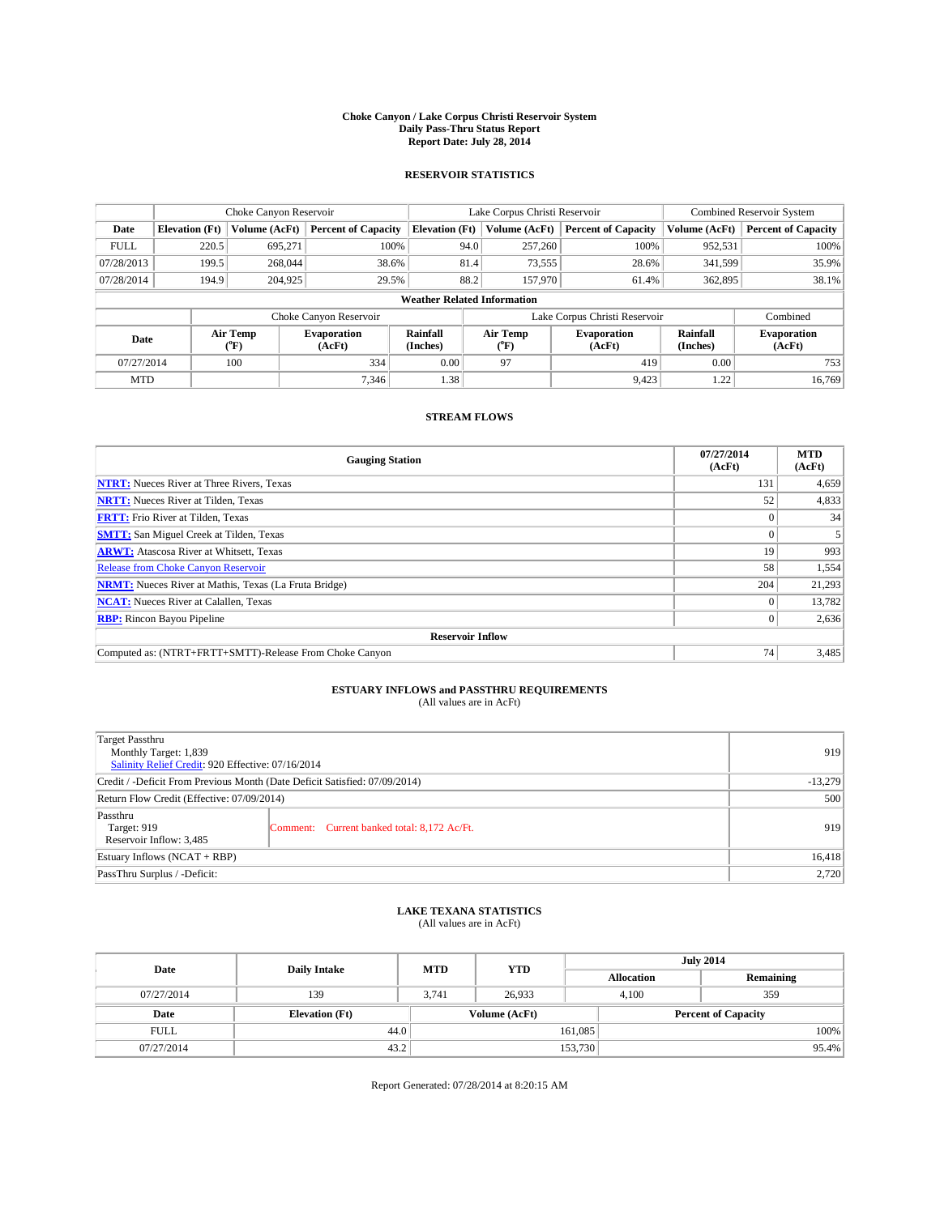# Choke Canyon / Lake Corpus Christi Reservoir System
## Daily Pass-Thru Status Report
### Report Date: July 28, 2014

## RESERVOIR STATISTICS

| | Choke Canyon Reservoir | | | Lake Corpus Christi Reservoir | | | Combined Reservoir System | |
|---|---|---|---|---|---|---|---|---|
| Date | Elevation (Ft) | Volume (AcFt) | Percent of Capacity | Elevation (Ft) | Volume (AcFt) | Percent of Capacity | Volume (AcFt) | Percent of Capacity |
| FULL | 220.5 | 695,271 | 100% | 94.0 | 257,260 | 100% | 952,531 | 100% |
| 07/28/2013 | 199.5 | 268,044 | 38.6% | 81.4 | 73,555 | 28.6% | 341,599 | 35.9% |
| 07/28/2014 | 194.9 | 204,925 | 29.5% | 88.2 | 157,970 | 61.4% | 362,895 | 38.1% |

**Weather Related Information**

| | Choke Canyon Reservoir | | | Lake Corpus Christi Reservoir | | | Combined |
|---|---|---|---|---|---|---|---|
| Date | Air Temp (°F) | Evaporation (AcFt) | Rainfall (Inches) | Air Temp (°F) | Evaporation (AcFt) | Rainfall (Inches) | Evaporation (AcFt) |
| 07/27/2014 | 100 | 334 | 0.00 | 97 | 419 | 0.00 | 753 |
| MTD | | 7,346 | 1.38 | | 9,423 | 1.22 | 16,769 |

## STREAM FLOWS

| Gauging Station | 07/27/2014 (AcFt) | MTD (AcFt) |
|---|---|---|
| NTRT: Nueces River at Three Rivers, Texas | 131 | 4,659 |
| NRTT: Nueces River at Tilden, Texas | 52 | 4,833 |
| FRTT: Frio River at Tilden, Texas | 0 | 34 |
| SMTT: San Miguel Creek at Tilden, Texas | 0 | 5 |
| ARWT: Atascosa River at Whitsett, Texas | 19 | 993 |
| Release from Choke Canyon Reservoir | 58 | 1,554 |
| NRMT: Nueces River at Mathis, Texas (La Fruta Bridge) | 204 | 21,293 |
| NCAT: Nueces River at Calallen, Texas | 0 | 13,782 |
| RBP: Rincon Bayou Pipeline | 0 | 2,636 |
| **Reservoir Inflow** | | |
| Computed as: (NTRT+FRTT+SMTT)-Release From Choke Canyon | 74 | 3,485 |

## ESTUARY INFLOWS and PASSTHRU REQUIREMENTS
(All values are in AcFt)

| | |
|---|---|
| Target Passthru<br>Monthly Target: 1,839<br>Salinity Relief Credit: 920 Effective: 07/16/2014 | 919 |
| Credit / -Deficit From Previous Month (Date Deficit Satisfied: 07/09/2014) | -13,279 |
| Return Flow Credit (Effective: 07/09/2014) | 500 |
| Passthru<br>Target: 919<br>Reservoir Inflow: 3,485 — Comment: Current banked total: 8,172 Ac/Ft. | 919 |
| Estuary Inflows (NCAT + RBP) | 16,418 |
| PassThru Surplus / -Deficit: | 2,720 |

## LAKE TEXANA STATISTICS
(All values are in AcFt)

| Date | Daily Intake | MTD | YTD | July 2014 Allocation | July 2014 Remaining |
|---|---|---|---|---|---|
| 07/27/2014 | 139 | 3,741 | 26,933 | 4,100 | 359 |

| Date | Elevation (Ft) | Volume (AcFt) | Percent of Capacity |
|---|---|---|---|
| FULL | 44.0 | 161,085 | 100% |
| 07/27/2014 | 43.2 | 153,730 | 95.4% |

Report Generated: 07/28/2014 at 8:20:15 AM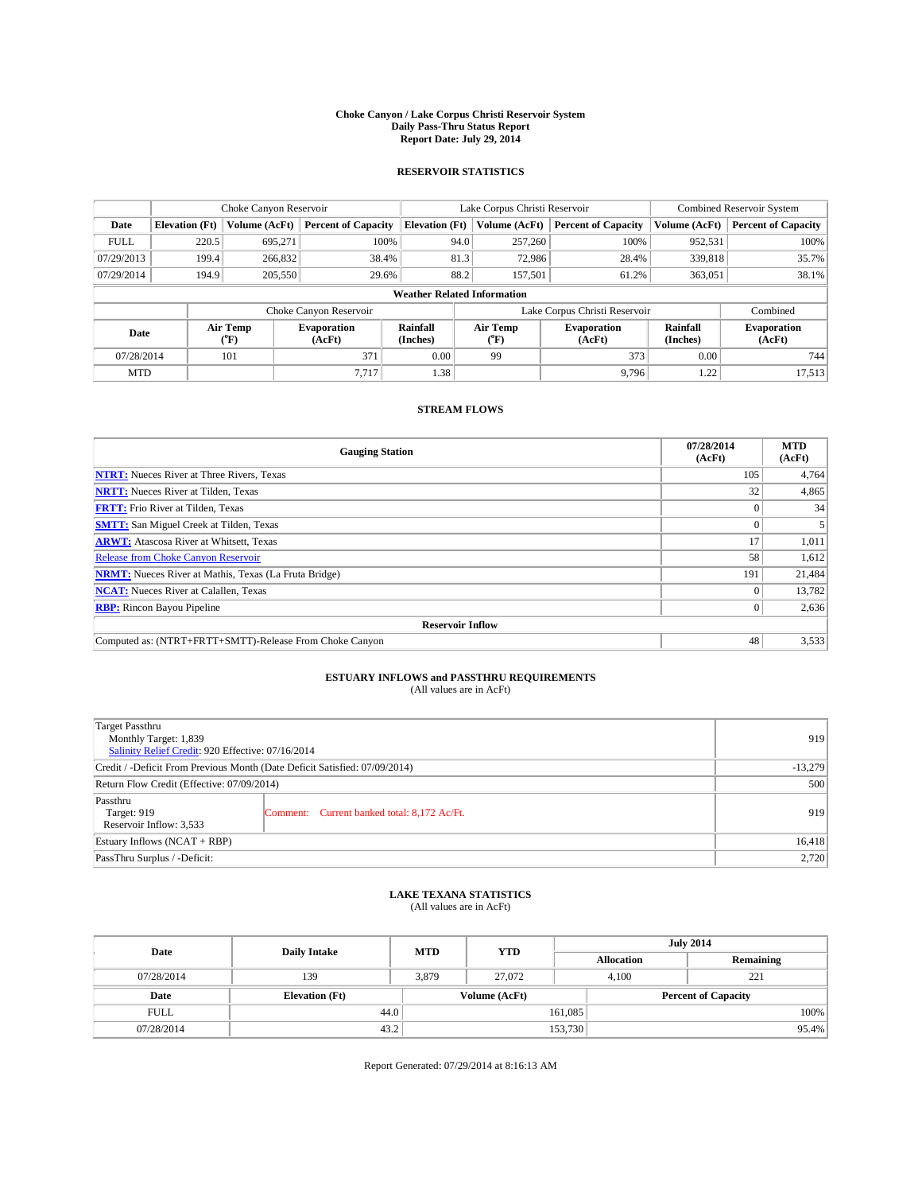# Choke Canyon / Lake Corpus Christi Reservoir System
## Daily Pass-Thru Status Report
## Report Date: July 29, 2014

### RESERVOIR STATISTICS

| | Choke Canyon Reservoir | | | Lake Corpus Christi Reservoir | | | Combined Reservoir System | |
|---|---|---|---|---|---|---|---|---|
| Date | Elevation (Ft) | Volume (AcFt) | Percent of Capacity | Elevation (Ft) | Volume (AcFt) | Percent of Capacity | Volume (AcFt) | Percent of Capacity |
| FULL | 220.5 | 695,271 | 100% | 94.0 | 257,260 | 100% | 952,531 | 100% |
| 07/29/2013 | 199.4 | 266,832 | 38.4% | 81.3 | 72,986 | 28.4% | 339,818 | 35.7% |
| 07/29/2014 | 194.9 | 205,550 | 29.6% | 88.2 | 157,501 | 61.2% | 363,051 | 38.1% |

**Weather Related Information**

| | Choke Canyon Reservoir | | | Lake Corpus Christi Reservoir | | | Combined |
|---|---|---|---|---|---|---|---|
| Date | Air Temp (°F) | Evaporation (AcFt) | Rainfall (Inches) | Air Temp (°F) | Evaporation (AcFt) | Rainfall (Inches) | Evaporation (AcFt) |
| 07/28/2014 | 101 | 371 | 0.00 | 99 | 373 | 0.00 | 744 |
| MTD | | 7,717 | 1.38 | | 9,796 | 1.22 | 17,513 |

### STREAM FLOWS

| Gauging Station | 07/28/2014 (AcFt) | MTD (AcFt) |
|---|---|---|
| **NTRT:** Nueces River at Three Rivers, Texas | 105 | 4,764 |
| **NRTT:** Nueces River at Tilden, Texas | 32 | 4,865 |
| **FRTT:** Frio River at Tilden, Texas | 0 | 34 |
| **SMTT:** San Miguel Creek at Tilden, Texas | 0 | 5 |
| **ARWT:** Atascosa River at Whitsett, Texas | 17 | 1,011 |
| Release from Choke Canyon Reservoir | 58 | 1,612 |
| **NRMT:** Nueces River at Mathis, Texas (La Fruta Bridge) | 191 | 21,484 |
| **NCAT:** Nueces River at Calallen, Texas | 0 | 13,782 |
| **RBP:** Rincon Bayou Pipeline | 0 | 2,636 |
| **Reservoir Inflow** | | |
| Computed as: (NTRT+FRTT+SMTT)-Release From Choke Canyon | 48 | 3,533 |

### ESTUARY INFLOWS and PASSTHRU REQUIREMENTS
(All values are in AcFt)

| | | |
|---|---|---|
| Target Passthru<br>Monthly Target: 1,839<br>Salinity Relief Credit: 920 Effective: 07/16/2014 | | 919 |
| Credit / -Deficit From Previous Month (Date Deficit Satisfied: 07/09/2014) | | -13,279 |
| Return Flow Credit (Effective: 07/09/2014) | | 500 |
| Passthru<br>Target: 919<br>Reservoir Inflow: 3,533 | Comment: Current banked total: 8,172 Ac/Ft. | 919 |
| Estuary Inflows (NCAT + RBP) | | 16,418 |
| PassThru Surplus / -Deficit: | | 2,720 |

### LAKE TEXANA STATISTICS
(All values are in AcFt)

| Date | Daily Intake | MTD | YTD | July 2014 Allocation | July 2014 Remaining |
|---|---|---|---|---|---|
| 07/28/2014 | 139 | 3,879 | 27,072 | 4,100 | 221 |

| Date | Elevation (Ft) | Volume (AcFt) | Percent of Capacity |
|---|---|---|---|
| FULL | 44.0 | 161,085 | 100% |
| 07/28/2014 | 43.2 | 153,730 | 95.4% |

Report Generated: 07/29/2014 at 8:16:13 AM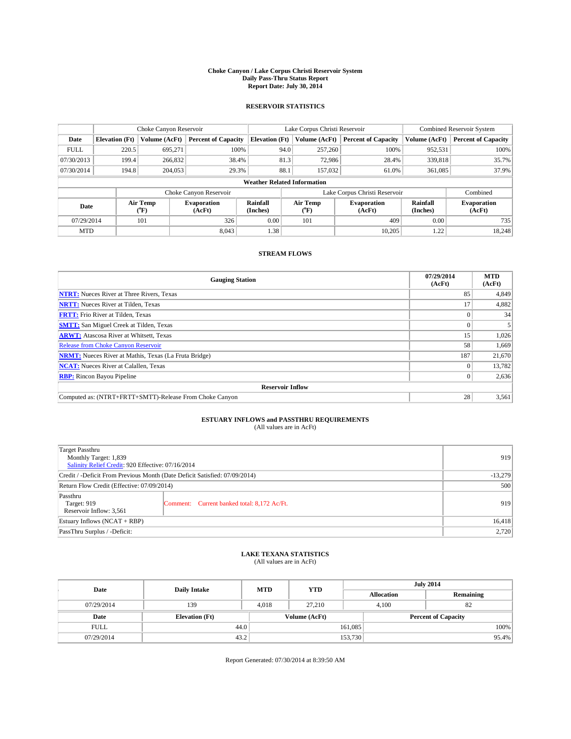# Choke Canyon / Lake Corpus Christi Reservoir System
## Daily Pass-Thru Status Report
### Report Date: July 30, 2014

## RESERVOIR STATISTICS

| | Choke Canyon Reservoir | | | Lake Corpus Christi Reservoir | | | Combined Reservoir System | |
|---|---|---|---|---|---|---|---|---|
| Date | Elevation (Ft) | Volume (AcFt) | Percent of Capacity | Elevation (Ft) | Volume (AcFt) | Percent of Capacity | Volume (AcFt) | Percent of Capacity |
| FULL | 220.5 | 695,271 | 100% | 94.0 | 257,260 | 100% | 952,531 | 100% |
| 07/30/2013 | 199.4 | 266,832 | 38.4% | 81.3 | 72,986 | 28.4% | 339,818 | 35.7% |
| 07/30/2014 | 194.8 | 204,053 | 29.3% | 88.1 | 157,032 | 61.0% | 361,085 | 37.9% |

**Weather Related Information**

| | Choke Canyon Reservoir | | | Lake Corpus Christi Reservoir | | | Combined |
|---|---|---|---|---|---|---|---|
| Date | Air Temp (°F) | Evaporation (AcFt) | Rainfall (Inches) | Air Temp (°F) | Evaporation (AcFt) | Rainfall (Inches) | Evaporation (AcFt) |
| 07/29/2014 | 101 | 326 | 0.00 | 101 | 409 | 0.00 | 735 |
| MTD | | 8,043 | 1.38 | | 10,205 | 1.22 | 18,248 |

## STREAM FLOWS

| Gauging Station | 07/29/2014 (AcFt) | MTD (AcFt) |
|---|---|---|
| **NTRT:** Nueces River at Three Rivers, Texas | 85 | 4,849 |
| **NRTT:** Nueces River at Tilden, Texas | 17 | 4,882 |
| **FRTT:** Frio River at Tilden, Texas | 0 | 34 |
| **SMTT:** San Miguel Creek at Tilden, Texas | 0 | 5 |
| **ARWT:** Atascosa River at Whitsett, Texas | 15 | 1,026 |
| Release from Choke Canyon Reservoir | 58 | 1,669 |
| **NRMT:** Nueces River at Mathis, Texas (La Fruta Bridge) | 187 | 21,670 |
| **NCAT:** Nueces River at Calallen, Texas | 0 | 13,782 |
| **RBP:** Rincon Bayou Pipeline | 0 | 2,636 |
| **Reservoir Inflow** | | |
| Computed as: (NTRT+FRTT+SMTT)-Release From Choke Canyon | 28 | 3,561 |

## ESTUARY INFLOWS and PASSTHRU REQUIREMENTS
(All values are in AcFt)

| | | |
|---|---|---|
| Target Passthru<br>Monthly Target: 1,839<br>Salinity Relief Credit: 920 Effective: 07/16/2014 | | 919 |
| Credit / -Deficit From Previous Month (Date Deficit Satisfied: 07/09/2014) | | -13,279 |
| Return Flow Credit (Effective: 07/09/2014) | | 500 |
| Passthru<br>Target: 919<br>Reservoir Inflow: 3,561 | Comment: Current banked total: 8,172 Ac/Ft. | 919 |
| Estuary Inflows (NCAT + RBP) | | 16,418 |
| PassThru Surplus / -Deficit: | | 2,720 |

## LAKE TEXANA STATISTICS
(All values are in AcFt)

| Date | Daily Intake | MTD | YTD | July 2014 Allocation | July 2014 Remaining |
|---|---|---|---|---|---|
| 07/29/2014 | 139 | 4,018 | 27,210 | 4,100 | 82 |

| Date | Elevation (Ft) | Volume (AcFt) | Percent of Capacity |
|---|---|---|---|
| FULL | 44.0 | 161,085 | 100% |
| 07/29/2014 | 43.2 | 153,730 | 95.4% |

Report Generated: 07/30/2014 at 8:39:50 AM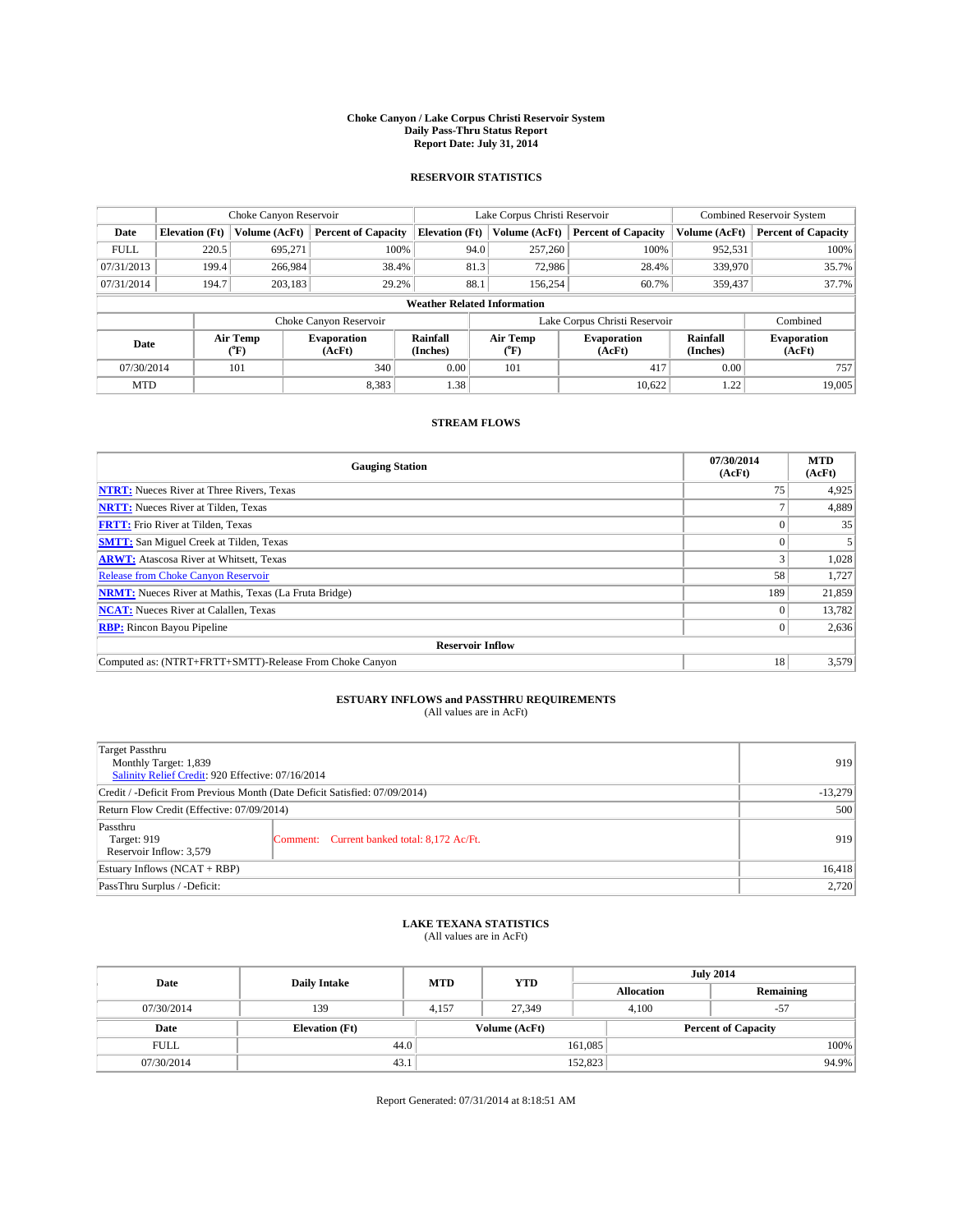**Choke Canyon / Lake Corpus Christi Reservoir System**
**Daily Pass-Thru Status Report**
**Report Date: July 31, 2014**

## RESERVOIR STATISTICS

| | Choke Canyon Reservoir | | | Lake Corpus Christi Reservoir | | | Combined Reservoir System | |
|---|---|---|---|---|---|---|---|---|
| **Date** | **Elevation (Ft)** | **Volume (AcFt)** | **Percent of Capacity** | **Elevation (Ft)** | **Volume (AcFt)** | **Percent of Capacity** | **Volume (AcFt)** | **Percent of Capacity** |
| FULL | 220.5 | 695,271 | 100% | 94.0 | 257,260 | 100% | 952,531 | 100% |
| 07/31/2013 | 199.4 | 266,984 | 38.4% | 81.3 | 72,986 | 28.4% | 339,970 | 35.7% |
| 07/31/2014 | 194.7 | 203,183 | 29.2% | 88.1 | 156,254 | 60.7% | 359,437 | 37.7% |

**Weather Related Information**

| | Choke Canyon Reservoir | | | Lake Corpus Christi Reservoir | | | Combined |
|---|---|---|---|---|---|---|---|
| **Date** | **Air Temp (°F)** | **Evaporation (AcFt)** | **Rainfall (Inches)** | **Air Temp (°F)** | **Evaporation (AcFt)** | **Rainfall (Inches)** | **Evaporation (AcFt)** |
| 07/30/2014 | 101 | 340 | 0.00 | 101 | 417 | 0.00 | 757 |
| MTD | | 8,383 | 1.38 | | 10,622 | 1.22 | 19,005 |

## STREAM FLOWS

| Gauging Station | 07/30/2014 (AcFt) | MTD (AcFt) |
|---|---|---|
| **NTRT:** Nueces River at Three Rivers, Texas | 75 | 4,925 |
| **NRTT:** Nueces River at Tilden, Texas | 7 | 4,889 |
| **FRTT:** Frio River at Tilden, Texas | 0 | 35 |
| **SMTT:** San Miguel Creek at Tilden, Texas | 0 | 5 |
| **ARWT:** Atascosa River at Whitsett, Texas | 3 | 1,028 |
| Release from Choke Canyon Reservoir | 58 | 1,727 |
| **NRMT:** Nueces River at Mathis, Texas (La Fruta Bridge) | 189 | 21,859 |
| **NCAT:** Nueces River at Calallen, Texas | 0 | 13,782 |
| **RBP:** Rincon Bayou Pipeline | 0 | 2,636 |
| **Reservoir Inflow** | | |
| Computed as: (NTRT+FRTT+SMTT)-Release From Choke Canyon | 18 | 3,579 |

## ESTUARY INFLOWS and PASSTHRU REQUIREMENTS

(All values are in AcFt)

| | | |
|---|---|---|
| Target Passthru<br>Monthly Target: 1,839<br>Salinity Relief Credit: 920 Effective: 07/16/2014 | | 919 |
| Credit / -Deficit From Previous Month (Date Deficit Satisfied: 07/09/2014) | | -13,279 |
| Return Flow Credit (Effective: 07/09/2014) | | 500 |
| Passthru<br>Target: 919<br>Reservoir Inflow: 3,579 | Comment: Current banked total: 8,172 Ac/Ft. | 919 |
| Estuary Inflows (NCAT + RBP) | | 16,418 |
| PassThru Surplus / -Deficit: | | 2,720 |

## LAKE TEXANA STATISTICS

(All values are in AcFt)

| Date | Daily Intake | MTD | YTD | July 2014 Allocation | July 2014 Remaining |
|---|---|---|---|---|---|
| 07/30/2014 | 139 | 4,157 | 27,349 | 4,100 | -57 |

| Date | Elevation (Ft) | Volume (AcFt) | Percent of Capacity |
|---|---|---|---|
| FULL | 44.0 | 161,085 | 100% |
| 07/30/2014 | 43.1 | 152,823 | 94.9% |

Report Generated: 07/31/2014 at 8:18:51 AM